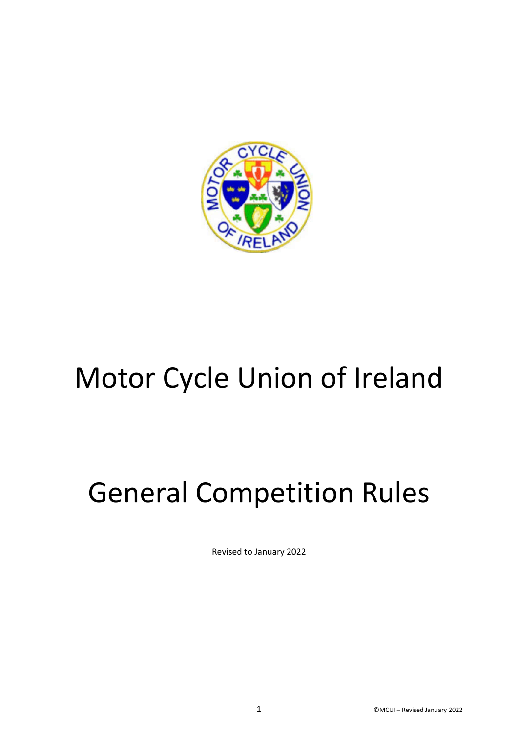# Motor Cycle Union of Ireland

# General Competition Rules

Revised to January 2022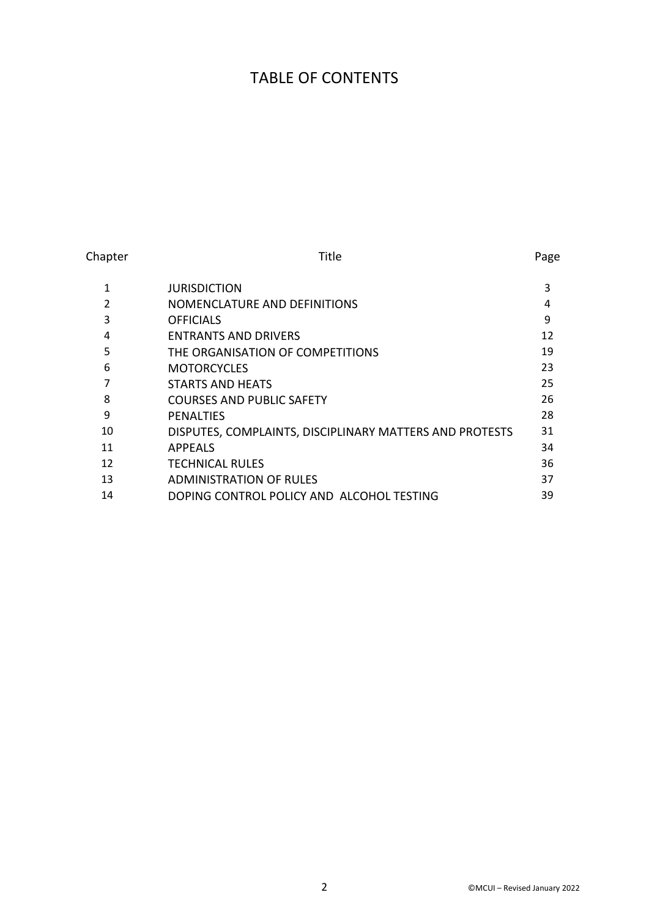# TABLE OF CONTENTS

| Chapter | Title | Page |
| --- | --- | --- |
| 1 | JURISDICTION | 3 |
| 2 | NOMENCLATURE AND DEFINITIONS | 4 |
| 3 | OFFICIALS | 9 |
| 4 | ENTRANTS AND DRIVERS | 12 |
| 5 | THE ORGANISATION OF COMPETITIONS | 19 |
| 6 | MOTORCYCLES | 23 |
| 7 | STARTS AND HEATS | 25 |
| 8 | COURSES AND PUBLIC SAFETY | 26 |
| 9 | PENALTIES | 28 |
| 10 | DISPUTES, COMPLAINTS, DISCIPLINARY MATTERS AND PROTESTS | 31 |
| 11 | APPEALS | 34 |
| 12 | TECHNICAL RULES | 36 |
| 13 | ADMINISTRATION OF RULES | 37 |
| 14 | DOPING CONTROL POLICY AND ALCOHOL TESTING | 39 |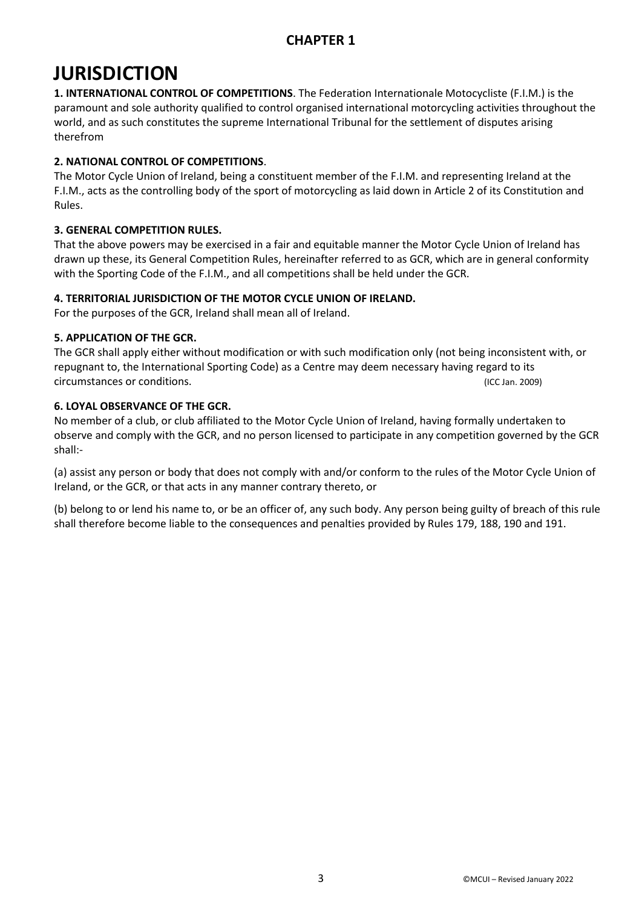## CHAPTER 1

# JURISDICTION

**1. INTERNATIONAL CONTROL OF COMPETITIONS**. The Federation Internationale Motocycliste (F.I.M.) is the paramount and sole authority qualified to control organised international motorcycling activities throughout the world, and as such constitutes the supreme International Tribunal for the settlement of disputes arising therefrom

**2. NATIONAL CONTROL OF COMPETITIONS**.

The Motor Cycle Union of Ireland, being a constituent member of the F.I.M. and representing Ireland at the F.I.M., acts as the controlling body of the sport of motorcycling as laid down in Article 2 of its Constitution and Rules.

**3. GENERAL COMPETITION RULES.**

That the above powers may be exercised in a fair and equitable manner the Motor Cycle Union of Ireland has drawn up these, its General Competition Rules, hereinafter referred to as GCR, which are in general conformity with the Sporting Code of the F.I.M., and all competitions shall be held under the GCR.

**4. TERRITORIAL JURISDICTION OF THE MOTOR CYCLE UNION OF IRELAND.**

For the purposes of the GCR, Ireland shall mean all of Ireland.

**5. APPLICATION OF THE GCR.**

The GCR shall apply either without modification or with such modification only (not being inconsistent with, or repugnant to, the International Sporting Code) as a Centre may deem necessary having regard to its circumstances or conditions. (ICC Jan. 2009)

**6. LOYAL OBSERVANCE OF THE GCR.**

No member of a club, or club affiliated to the Motor Cycle Union of Ireland, having formally undertaken to observe and comply with the GCR, and no person licensed to participate in any competition governed by the GCR shall:-

(a) assist any person or body that does not comply with and/or conform to the rules of the Motor Cycle Union of Ireland, or the GCR, or that acts in any manner contrary thereto, or

(b) belong to or lend his name to, or be an officer of, any such body. Any person being guilty of breach of this rule shall therefore become liable to the consequences and penalties provided by Rules 179, 188, 190 and 191.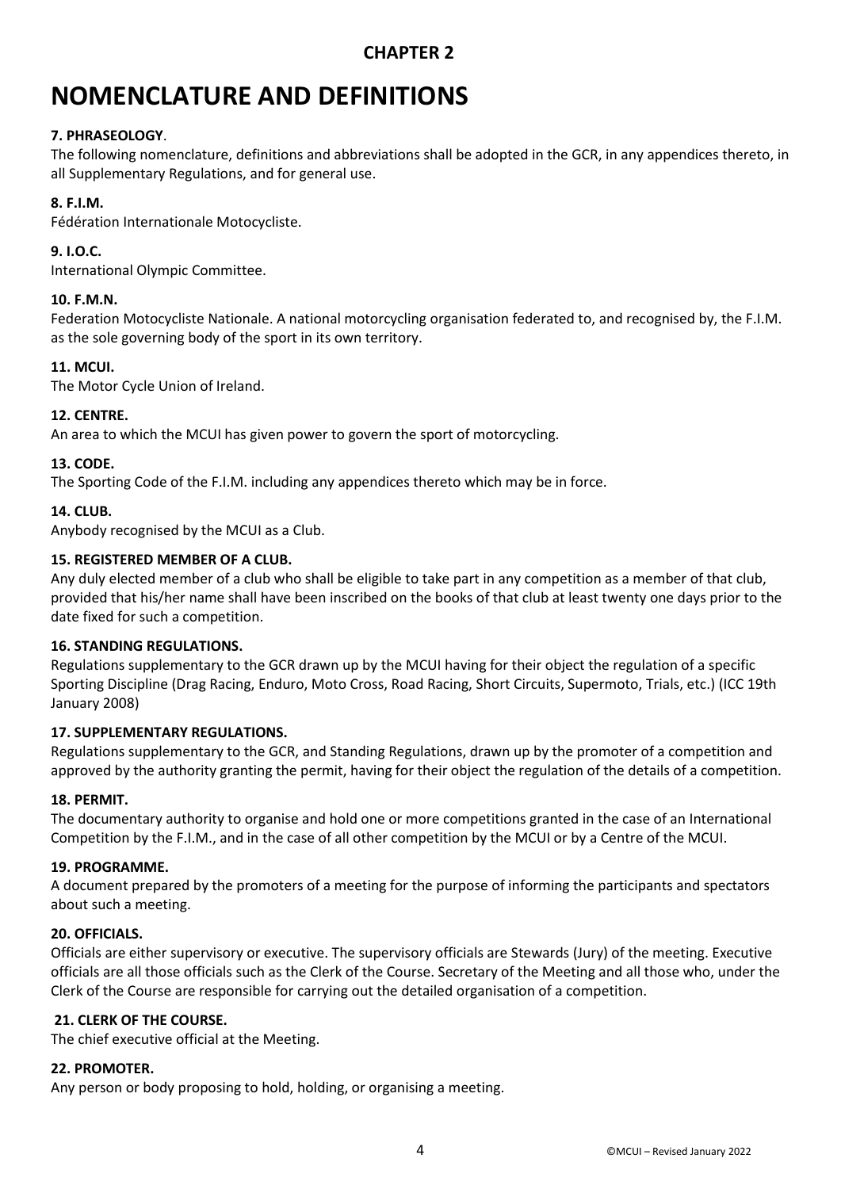## CHAPTER 2

# NOMENCLATURE AND DEFINITIONS

**7. PHRASEOLOGY**.

The following nomenclature, definitions and abbreviations shall be adopted in the GCR, in any appendices thereto, in all Supplementary Regulations, and for general use.

**8. F.I.M.**

Fédération Internationale Motocycliste.

**9. I.O.C.**

International Olympic Committee.

**10. F.M.N.**

Federation Motocycliste Nationale. A national motorcycling organisation federated to, and recognised by, the F.I.M. as the sole governing body of the sport in its own territory.

**11. MCUI.**

The Motor Cycle Union of Ireland.

**12. CENTRE.**

An area to which the MCUI has given power to govern the sport of motorcycling.

**13. CODE.**

The Sporting Code of the F.I.M. including any appendices thereto which may be in force.

**14. CLUB.**

Anybody recognised by the MCUI as a Club.

**15. REGISTERED MEMBER OF A CLUB.**

Any duly elected member of a club who shall be eligible to take part in any competition as a member of that club, provided that his/her name shall have been inscribed on the books of that club at least twenty one days prior to the date fixed for such a competition.

**16. STANDING REGULATIONS.**

Regulations supplementary to the GCR drawn up by the MCUI having for their object the regulation of a specific Sporting Discipline (Drag Racing, Enduro, Moto Cross, Road Racing, Short Circuits, Supermoto, Trials, etc.) (ICC 19th January 2008)

**17. SUPPLEMENTARY REGULATIONS.**

Regulations supplementary to the GCR, and Standing Regulations, drawn up by the promoter of a competition and approved by the authority granting the permit, having for their object the regulation of the details of a competition.

**18. PERMIT.**

The documentary authority to organise and hold one or more competitions granted in the case of an International Competition by the F.I.M., and in the case of all other competition by the MCUI or by a Centre of the MCUI.

**19. PROGRAMME.**

A document prepared by the promoters of a meeting for the purpose of informing the participants and spectators about such a meeting.

**20. OFFICIALS.**

Officials are either supervisory or executive. The supervisory officials are Stewards (Jury) of the meeting. Executive officials are all those officials such as the Clerk of the Course. Secretary of the Meeting and all those who, under the Clerk of the Course are responsible for carrying out the detailed organisation of a competition.

**21. CLERK OF THE COURSE.**

The chief executive official at the Meeting.

**22. PROMOTER.**

Any person or body proposing to hold, holding, or organising a meeting.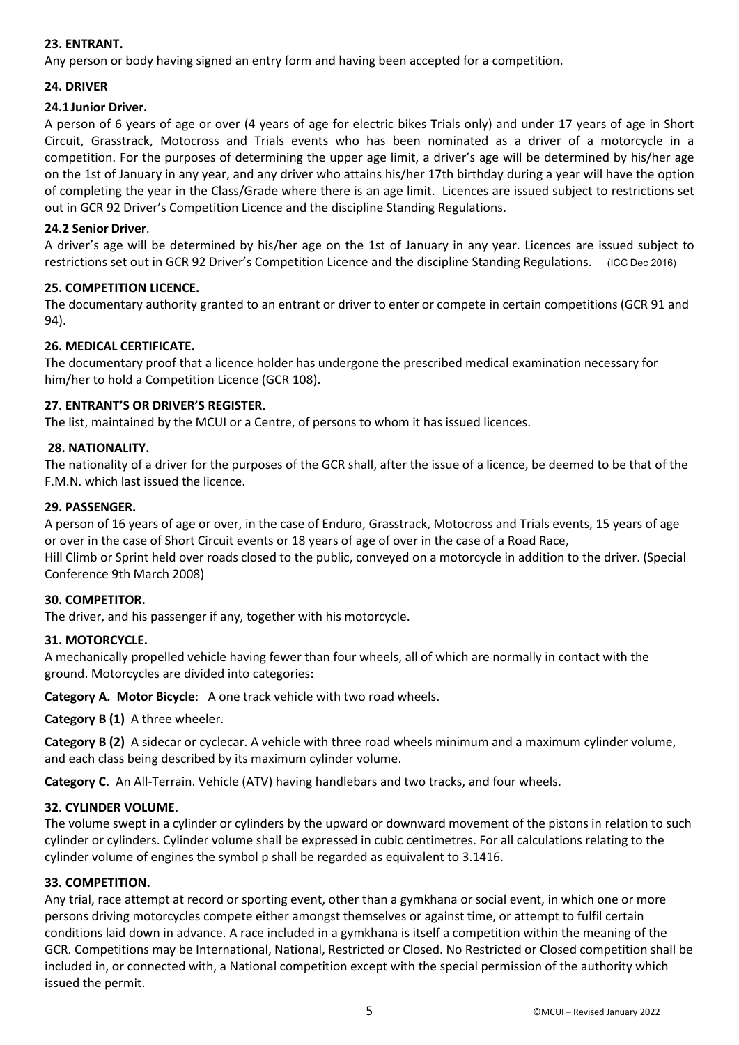**23. ENTRANT.**

Any person or body having signed an entry form and having been accepted for a competition.

**24. DRIVER**

**24.1 Junior Driver.**

A person of 6 years of age or over (4 years of age for electric bikes Trials only) and under 17 years of age in Short Circuit, Grasstrack, Motocross and Trials events who has been nominated as a driver of a motorcycle in a competition. For the purposes of determining the upper age limit, a driver's age will be determined by his/her age on the 1st of January in any year, and any driver who attains his/her 17th birthday during a year will have the option of completing the year in the Class/Grade where there is an age limit. Licences are issued subject to restrictions set out in GCR 92 Driver's Competition Licence and the discipline Standing Regulations.

**24.2 Senior Driver**.

A driver's age will be determined by his/her age on the 1st of January in any year. Licences are issued subject to restrictions set out in GCR 92 Driver's Competition Licence and the discipline Standing Regulations. (ICC Dec 2016)

**25. COMPETITION LICENCE.**

The documentary authority granted to an entrant or driver to enter or compete in certain competitions (GCR 91 and 94).

**26. MEDICAL CERTIFICATE.**

The documentary proof that a licence holder has undergone the prescribed medical examination necessary for him/her to hold a Competition Licence (GCR 108).

**27. ENTRANT'S OR DRIVER'S REGISTER.**

The list, maintained by the MCUI or a Centre, of persons to whom it has issued licences.

**28. NATIONALITY.**

The nationality of a driver for the purposes of the GCR shall, after the issue of a licence, be deemed to be that of the F.M.N. which last issued the licence.

**29. PASSENGER.**

A person of 16 years of age or over, in the case of Enduro, Grasstrack, Motocross and Trials events, 15 years of age or over in the case of Short Circuit events or 18 years of age of over in the case of a Road Race, Hill Climb or Sprint held over roads closed to the public, conveyed on a motorcycle in addition to the driver. (Special Conference 9th March 2008)

**30. COMPETITOR.**

The driver, and his passenger if any, together with his motorcycle.

**31. MOTORCYCLE.**

A mechanically propelled vehicle having fewer than four wheels, all of which are normally in contact with the ground. Motorcycles are divided into categories:

**Category A. Motor Bicycle**: A one track vehicle with two road wheels.

**Category B (1)** A three wheeler.

**Category B (2)** A sidecar or cyclecar. A vehicle with three road wheels minimum and a maximum cylinder volume, and each class being described by its maximum cylinder volume.

**Category C.** An All-Terrain. Vehicle (ATV) having handlebars and two tracks, and four wheels.

**32. CYLINDER VOLUME.**

The volume swept in a cylinder or cylinders by the upward or downward movement of the pistons in relation to such cylinder or cylinders. Cylinder volume shall be expressed in cubic centimetres. For all calculations relating to the cylinder volume of engines the symbol p shall be regarded as equivalent to 3.1416.

**33. COMPETITION.**

Any trial, race attempt at record or sporting event, other than a gymkhana or social event, in which one or more persons driving motorcycles compete either amongst themselves or against time, or attempt to fulfil certain conditions laid down in advance. A race included in a gymkhana is itself a competition within the meaning of the GCR. Competitions may be International, National, Restricted or Closed. No Restricted or Closed competition shall be included in, or connected with, a National competition except with the special permission of the authority which issued the permit.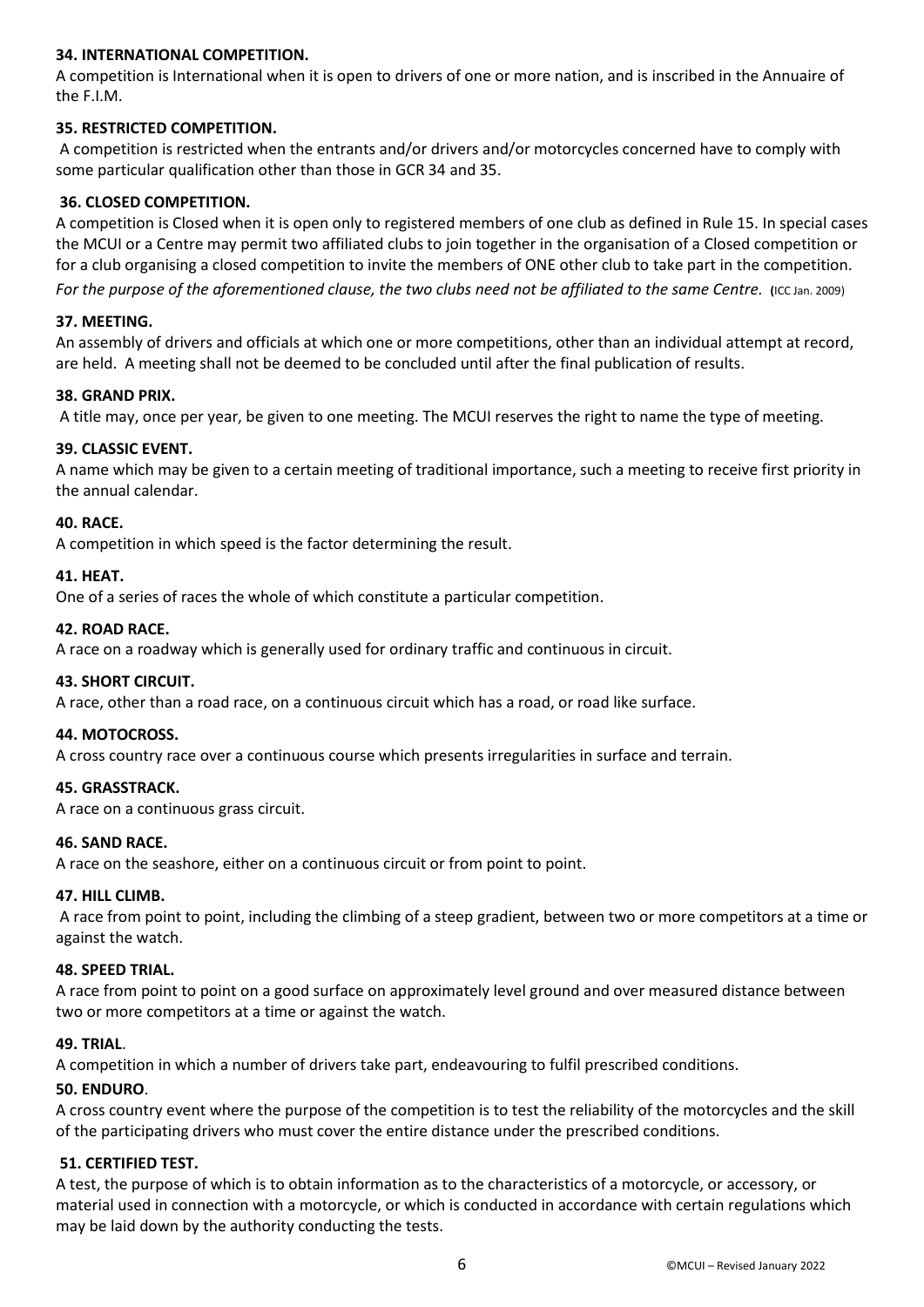**34. INTERNATIONAL COMPETITION.**

A competition is International when it is open to drivers of one or more nation, and is inscribed in the Annuaire of the F.I.M.

**35. RESTRICTED COMPETITION.**

A competition is restricted when the entrants and/or drivers and/or motorcycles concerned have to comply with some particular qualification other than those in GCR 34 and 35.

**36. CLOSED COMPETITION.**

A competition is Closed when it is open only to registered members of one club as defined in Rule 15. In special cases the MCUI or a Centre may permit two affiliated clubs to join together in the organisation of a Closed competition or for a club organising a closed competition to invite the members of ONE other club to take part in the competition. *For the purpose of the aforementioned clause, the two clubs need not be affiliated to the same Centre.* **(**ICC Jan. 2009)

**37. MEETING.**

An assembly of drivers and officials at which one or more competitions, other than an individual attempt at record, are held. A meeting shall not be deemed to be concluded until after the final publication of results.

**38. GRAND PRIX.**

A title may, once per year, be given to one meeting. The MCUI reserves the right to name the type of meeting.

**39. CLASSIC EVENT.**

A name which may be given to a certain meeting of traditional importance, such a meeting to receive first priority in the annual calendar.

**40. RACE.**

A competition in which speed is the factor determining the result.

**41. HEAT.**

One of a series of races the whole of which constitute a particular competition.

**42. ROAD RACE.**

A race on a roadway which is generally used for ordinary traffic and continuous in circuit.

**43. SHORT CIRCUIT.**

A race, other than a road race, on a continuous circuit which has a road, or road like surface.

**44. MOTOCROSS.**

A cross country race over a continuous course which presents irregularities in surface and terrain.

**45. GRASSTRACK.**

A race on a continuous grass circuit.

**46. SAND RACE.**

A race on the seashore, either on a continuous circuit or from point to point.

**47. HILL CLIMB.**

A race from point to point, including the climbing of a steep gradient, between two or more competitors at a time or against the watch.

**48. SPEED TRIAL.**

A race from point to point on a good surface on approximately level ground and over measured distance between two or more competitors at a time or against the watch.

**49. TRIAL**.

A competition in which a number of drivers take part, endeavouring to fulfil prescribed conditions.

**50. ENDURO**.

A cross country event where the purpose of the competition is to test the reliability of the motorcycles and the skill of the participating drivers who must cover the entire distance under the prescribed conditions.

**51. CERTIFIED TEST.**

A test, the purpose of which is to obtain information as to the characteristics of a motorcycle, or accessory, or material used in connection with a motorcycle, or which is conducted in accordance with certain regulations which may be laid down by the authority conducting the tests.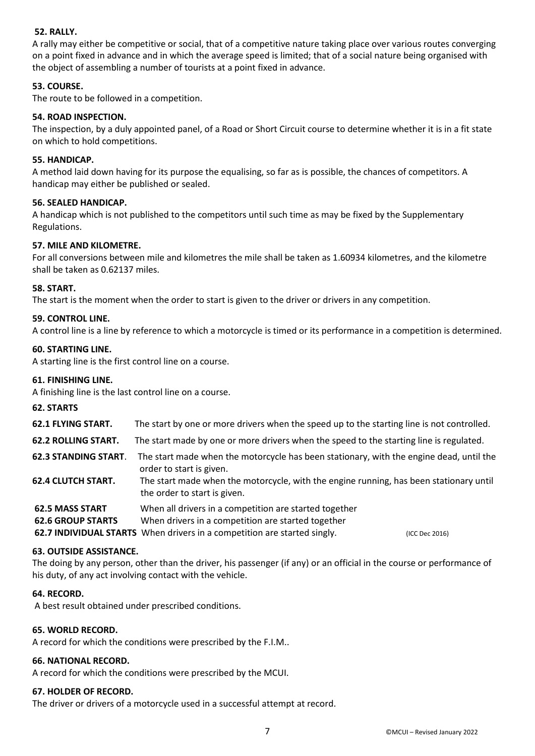**52. RALLY.**

A rally may either be competitive or social, that of a competitive nature taking place over various routes converging on a point fixed in advance and in which the average speed is limited; that of a social nature being organised with the object of assembling a number of tourists at a point fixed in advance.

**53. COURSE.**

The route to be followed in a competition.

**54. ROAD INSPECTION.**

The inspection, by a duly appointed panel, of a Road or Short Circuit course to determine whether it is in a fit state on which to hold competitions.

**55. HANDICAP.**

A method laid down having for its purpose the equalising, so far as is possible, the chances of competitors. A handicap may either be published or sealed.

**56. SEALED HANDICAP.**

A handicap which is not published to the competitors until such time as may be fixed by the Supplementary Regulations.

**57. MILE AND KILOMETRE.**

For all conversions between mile and kilometres the mile shall be taken as 1.60934 kilometres, and the kilometre shall be taken as 0.62137 miles.

**58. START.**

The start is the moment when the order to start is given to the driver or drivers in any competition.

**59. CONTROL LINE.**

A control line is a line by reference to which a motorcycle is timed or its performance in a competition is determined.

**60. STARTING LINE.**

A starting line is the first control line on a course.

**61. FINISHING LINE.**

A finishing line is the last control line on a course.

**62. STARTS**

**62.1 FLYING START.** The start by one or more drivers when the speed up to the starting line is not controlled.

**62.2 ROLLING START.** The start made by one or more drivers when the speed to the starting line is regulated.

**62.3 STANDING START**. The start made when the motorcycle has been stationary, with the engine dead, until the order to start is given.

**62.4 CLUTCH START.** The start made when the motorcycle, with the engine running, has been stationary until the order to start is given.

**62.5 MASS START** When all drivers in a competition are started together

**62.6 GROUP STARTS** When drivers in a competition are started together

**62.7 INDIVIDUAL STARTS** When drivers in a competition are started singly. (ICC Dec 2016)

**63. OUTSIDE ASSISTANCE.**

The doing by any person, other than the driver, his passenger (if any) or an official in the course or performance of his duty, of any act involving contact with the vehicle.

**64. RECORD.**

A best result obtained under prescribed conditions.

**65. WORLD RECORD.**

A record for which the conditions were prescribed by the F.I.M..

**66. NATIONAL RECORD.**

A record for which the conditions were prescribed by the MCUI.

**67. HOLDER OF RECORD.**

The driver or drivers of a motorcycle used in a successful attempt at record.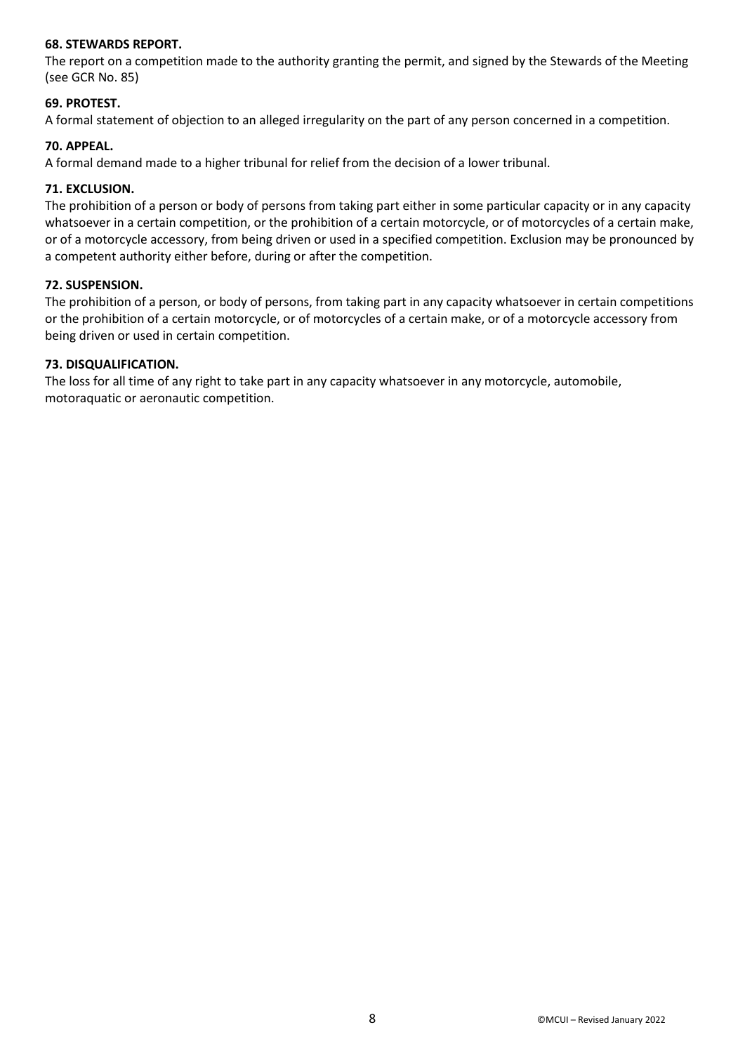**68. STEWARDS REPORT.**

The report on a competition made to the authority granting the permit, and signed by the Stewards of the Meeting (see GCR No. 85)

**69. PROTEST.**

A formal statement of objection to an alleged irregularity on the part of any person concerned in a competition.

**70. APPEAL.**

A formal demand made to a higher tribunal for relief from the decision of a lower tribunal.

**71. EXCLUSION.**

The prohibition of a person or body of persons from taking part either in some particular capacity or in any capacity whatsoever in a certain competition, or the prohibition of a certain motorcycle, or of motorcycles of a certain make, or of a motorcycle accessory, from being driven or used in a specified competition. Exclusion may be pronounced by a competent authority either before, during or after the competition.

**72. SUSPENSION.**

The prohibition of a person, or body of persons, from taking part in any capacity whatsoever in certain competitions or the prohibition of a certain motorcycle, or of motorcycles of a certain make, or of a motorcycle accessory from being driven or used in certain competition.

**73. DISQUALIFICATION.**

The loss for all time of any right to take part in any capacity whatsoever in any motorcycle, automobile, motoraquatic or aeronautic competition.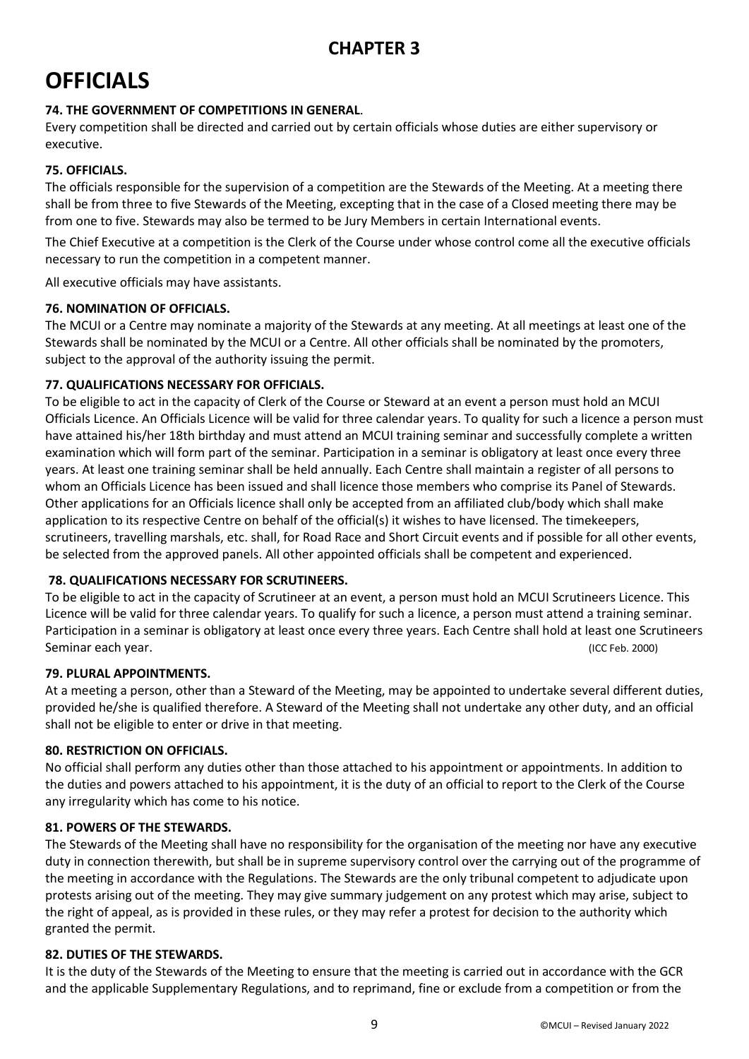## CHAPTER 3

# OFFICIALS

**74. THE GOVERNMENT OF COMPETITIONS IN GENERAL**.

Every competition shall be directed and carried out by certain officials whose duties are either supervisory or executive.

**75. OFFICIALS.**

The officials responsible for the supervision of a competition are the Stewards of the Meeting. At a meeting there shall be from three to five Stewards of the Meeting, excepting that in the case of a Closed meeting there may be from one to five. Stewards may also be termed to be Jury Members in certain International events.

The Chief Executive at a competition is the Clerk of the Course under whose control come all the executive officials necessary to run the competition in a competent manner.

All executive officials may have assistants.

**76. NOMINATION OF OFFICIALS.**

The MCUI or a Centre may nominate a majority of the Stewards at any meeting. At all meetings at least one of the Stewards shall be nominated by the MCUI or a Centre. All other officials shall be nominated by the promoters, subject to the approval of the authority issuing the permit.

**77. QUALIFICATIONS NECESSARY FOR OFFICIALS.**

To be eligible to act in the capacity of Clerk of the Course or Steward at an event a person must hold an MCUI Officials Licence. An Officials Licence will be valid for three calendar years. To quality for such a licence a person must have attained his/her 18th birthday and must attend an MCUI training seminar and successfully complete a written examination which will form part of the seminar. Participation in a seminar is obligatory at least once every three years. At least one training seminar shall be held annually. Each Centre shall maintain a register of all persons to whom an Officials Licence has been issued and shall licence those members who comprise its Panel of Stewards. Other applications for an Officials licence shall only be accepted from an affiliated club/body which shall make application to its respective Centre on behalf of the official(s) it wishes to have licensed. The timekeepers, scrutineers, travelling marshals, etc. shall, for Road Race and Short Circuit events and if possible for all other events, be selected from the approved panels. All other appointed officials shall be competent and experienced.

**78. QUALIFICATIONS NECESSARY FOR SCRUTINEERS.**

To be eligible to act in the capacity of Scrutineer at an event, a person must hold an MCUI Scrutineers Licence. This Licence will be valid for three calendar years. To qualify for such a licence, a person must attend a training seminar. Participation in a seminar is obligatory at least once every three years. Each Centre shall hold at least one Scrutineers Seminar each year. (ICC Feb. 2000)

**79. PLURAL APPOINTMENTS.**

At a meeting a person, other than a Steward of the Meeting, may be appointed to undertake several different duties, provided he/she is qualified therefore. A Steward of the Meeting shall not undertake any other duty, and an official shall not be eligible to enter or drive in that meeting.

**80. RESTRICTION ON OFFICIALS.**

No official shall perform any duties other than those attached to his appointment or appointments. In addition to the duties and powers attached to his appointment, it is the duty of an official to report to the Clerk of the Course any irregularity which has come to his notice.

**81. POWERS OF THE STEWARDS.**

The Stewards of the Meeting shall have no responsibility for the organisation of the meeting nor have any executive duty in connection therewith, but shall be in supreme supervisory control over the carrying out of the programme of the meeting in accordance with the Regulations. The Stewards are the only tribunal competent to adjudicate upon protests arising out of the meeting. They may give summary judgement on any protest which may arise, subject to the right of appeal, as is provided in these rules, or they may refer a protest for decision to the authority which granted the permit.

**82. DUTIES OF THE STEWARDS.**

It is the duty of the Stewards of the Meeting to ensure that the meeting is carried out in accordance with the GCR and the applicable Supplementary Regulations, and to reprimand, fine or exclude from a competition or from the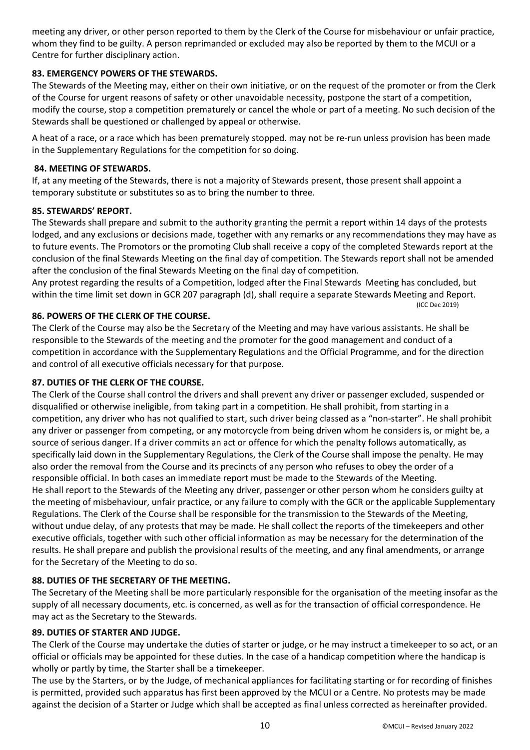meeting any driver, or other person reported to them by the Clerk of the Course for misbehaviour or unfair practice, whom they find to be guilty. A person reprimanded or excluded may also be reported by them to the MCUI or a Centre for further disciplinary action.

### 83. EMERGENCY POWERS OF THE STEWARDS.

The Stewards of the Meeting may, either on their own initiative, or on the request of the promoter or from the Clerk of the Course for urgent reasons of safety or other unavoidable necessity, postpone the start of a competition, modify the course, stop a competition prematurely or cancel the whole or part of a meeting. No such decision of the Stewards shall be questioned or challenged by appeal or otherwise.

A heat of a race, or a race which has been prematurely stopped. may not be re-run unless provision has been made in the Supplementary Regulations for the competition for so doing.

### 84. MEETING OF STEWARDS.

If, at any meeting of the Stewards, there is not a majority of Stewards present, those present shall appoint a temporary substitute or substitutes so as to bring the number to three.

### 85. STEWARDS' REPORT.

The Stewards shall prepare and submit to the authority granting the permit a report within 14 days of the protests lodged, and any exclusions or decisions made, together with any remarks or any recommendations they may have as to future events. The Promotors or the promoting Club shall receive a copy of the completed Stewards report at the conclusion of the final Stewards Meeting on the final day of competition. The Stewards report shall not be amended after the conclusion of the final Stewards Meeting on the final day of competition.

Any protest regarding the results of a Competition, lodged after the Final Stewards Meeting has concluded, but within the time limit set down in GCR 207 paragraph (d), shall require a separate Stewards Meeting and Report.

(ICC Dec 2019)

### 86. POWERS OF THE CLERK OF THE COURSE.

The Clerk of the Course may also be the Secretary of the Meeting and may have various assistants. He shall be responsible to the Stewards of the meeting and the promoter for the good management and conduct of a competition in accordance with the Supplementary Regulations and the Official Programme, and for the direction and control of all executive officials necessary for that purpose.

### 87. DUTIES OF THE CLERK OF THE COURSE.

The Clerk of the Course shall control the drivers and shall prevent any driver or passenger excluded, suspended or disqualified or otherwise ineligible, from taking part in a competition. He shall prohibit, from starting in a competition, any driver who has not qualified to start, such driver being classed as a "non-starter". He shall prohibit any driver or passenger from competing, or any motorcycle from being driven whom he considers is, or might be, a source of serious danger. If a driver commits an act or offence for which the penalty follows automatically, as specifically laid down in the Supplementary Regulations, the Clerk of the Course shall impose the penalty. He may also order the removal from the Course and its precincts of any person who refuses to obey the order of a responsible official. In both cases an immediate report must be made to the Stewards of the Meeting.

He shall report to the Stewards of the Meeting any driver, passenger or other person whom he considers guilty at the meeting of misbehaviour, unfair practice, or any failure to comply with the GCR or the applicable Supplementary Regulations. The Clerk of the Course shall be responsible for the transmission to the Stewards of the Meeting, without undue delay, of any protests that may be made. He shall collect the reports of the timekeepers and other executive officials, together with such other official information as may be necessary for the determination of the results. He shall prepare and publish the provisional results of the meeting, and any final amendments, or arrange for the Secretary of the Meeting to do so.

### 88. DUTIES OF THE SECRETARY OF THE MEETING.

The Secretary of the Meeting shall be more particularly responsible for the organisation of the meeting insofar as the supply of all necessary documents, etc. is concerned, as well as for the transaction of official correspondence. He may act as the Secretary to the Stewards.

### 89. DUTIES OF STARTER AND JUDGE.

The Clerk of the Course may undertake the duties of starter or judge, or he may instruct a timekeeper to so act, or an official or officials may be appointed for these duties. In the case of a handicap competition where the handicap is wholly or partly by time, the Starter shall be a timekeeper.

The use by the Starters, or by the Judge, of mechanical appliances for facilitating starting or for recording of finishes is permitted, provided such apparatus has first been approved by the MCUI or a Centre. No protests may be made against the decision of a Starter or Judge which shall be accepted as final unless corrected as hereinafter provided.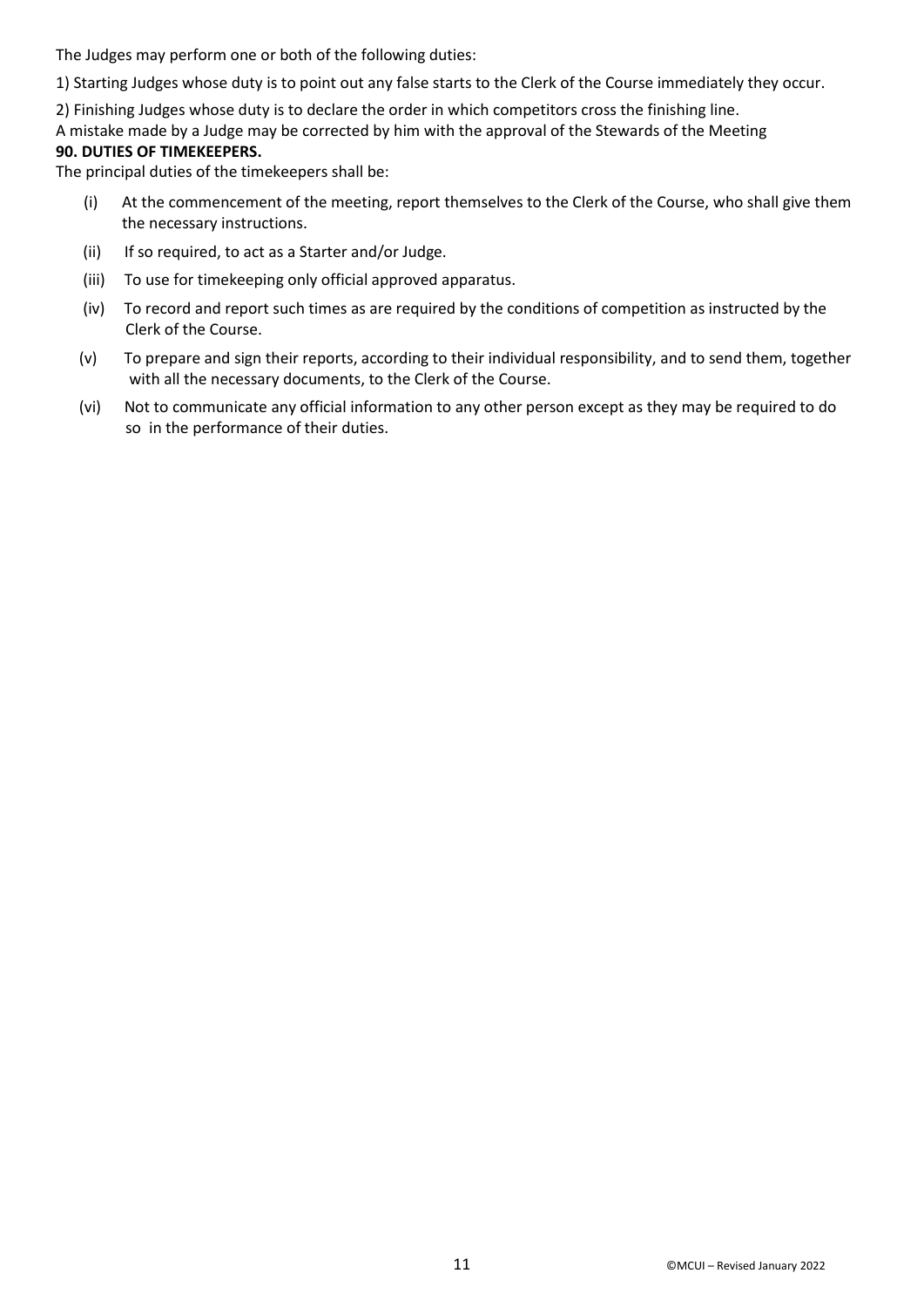The Judges may perform one or both of the following duties:

1) Starting Judges whose duty is to point out any false starts to the Clerk of the Course immediately they occur.

2) Finishing Judges whose duty is to declare the order in which competitors cross the finishing line.

A mistake made by a Judge may be corrected by him with the approval of the Stewards of the Meeting

**90. DUTIES OF TIMEKEEPERS.**

The principal duties of the timekeepers shall be:

(i) At the commencement of the meeting, report themselves to the Clerk of the Course, who shall give them the necessary instructions.

(ii) If so required, to act as a Starter and/or Judge.

(iii) To use for timekeeping only official approved apparatus.

(iv) To record and report such times as are required by the conditions of competition as instructed by the Clerk of the Course.

(v) To prepare and sign their reports, according to their individual responsibility, and to send them, together with all the necessary documents, to the Clerk of the Course.

(vi) Not to communicate any official information to any other person except as they may be required to do so in the performance of their duties.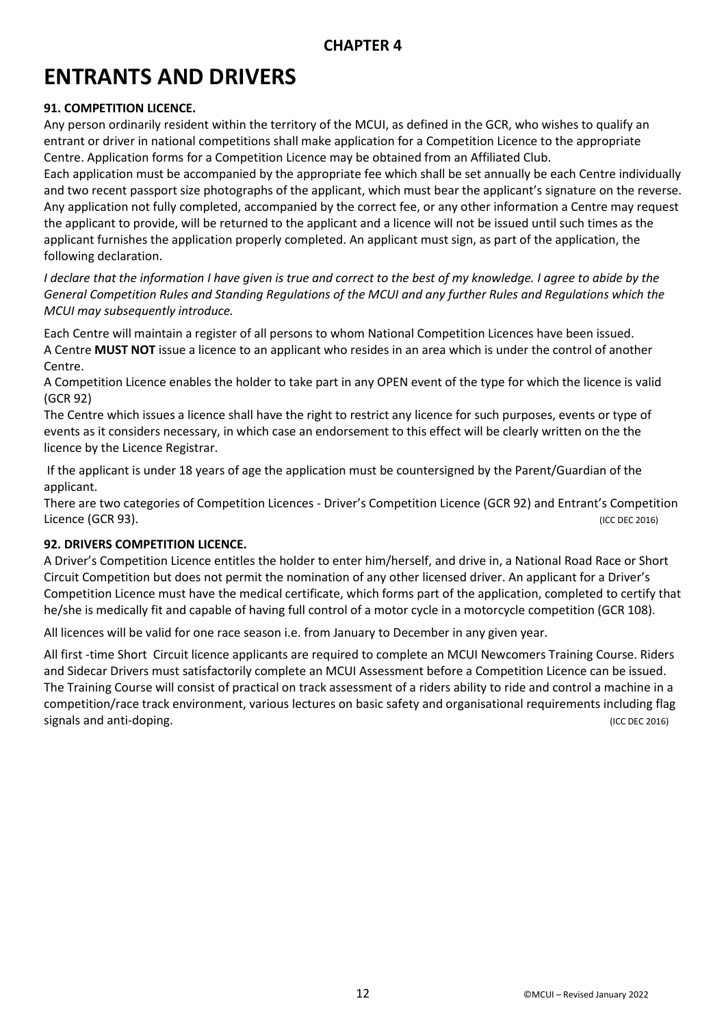## CHAPTER 4

# ENTRANTS AND DRIVERS

**91. COMPETITION LICENCE.**

Any person ordinarily resident within the territory of the MCUI, as defined in the GCR, who wishes to qualify an entrant or driver in national competitions shall make application for a Competition Licence to the appropriate Centre. Application forms for a Competition Licence may be obtained from an Affiliated Club.

Each application must be accompanied by the appropriate fee which shall be set annually be each Centre individually and two recent passport size photographs of the applicant, which must bear the applicant's signature on the reverse. Any application not fully completed, accompanied by the correct fee, or any other information a Centre may request the applicant to provide, will be returned to the applicant and a licence will not be issued until such times as the applicant furnishes the application properly completed. An applicant must sign, as part of the application, the following declaration.

*I declare that the information I have given is true and correct to the best of my knowledge. I agree to abide by the General Competition Rules and Standing Regulations of the MCUI and any further Rules and Regulations which the MCUI may subsequently introduce.*

Each Centre will maintain a register of all persons to whom National Competition Licences have been issued.

A Centre **MUST NOT** issue a licence to an applicant who resides in an area which is under the control of another Centre.

A Competition Licence enables the holder to take part in any OPEN event of the type for which the licence is valid (GCR 92)

The Centre which issues a licence shall have the right to restrict any licence for such purposes, events or type of events as it considers necessary, in which case an endorsement to this effect will be clearly written on the the licence by the Licence Registrar.

If the applicant is under 18 years of age the application must be countersigned by the Parent/Guardian of the applicant.

There are two categories of Competition Licences - Driver's Competition Licence (GCR 92) and Entrant's Competition Licence (GCR 93). (ICC DEC 2016)

**92. DRIVERS COMPETITION LICENCE.**

A Driver's Competition Licence entitles the holder to enter him/herself, and drive in, a National Road Race or Short Circuit Competition but does not permit the nomination of any other licensed driver. An applicant for a Driver's Competition Licence must have the medical certificate, which forms part of the application, completed to certify that he/she is medically fit and capable of having full control of a motor cycle in a motorcycle competition (GCR 108).

All licences will be valid for one race season i.e. from January to December in any given year.

All first -time Short Circuit licence applicants are required to complete an MCUI Newcomers Training Course. Riders and Sidecar Drivers must satisfactorily complete an MCUI Assessment before a Competition Licence can be issued. The Training Course will consist of practical on track assessment of a riders ability to ride and control a machine in a competition/race track environment, various lectures on basic safety and organisational requirements including flag signals and anti-doping. (ICC DEC 2016)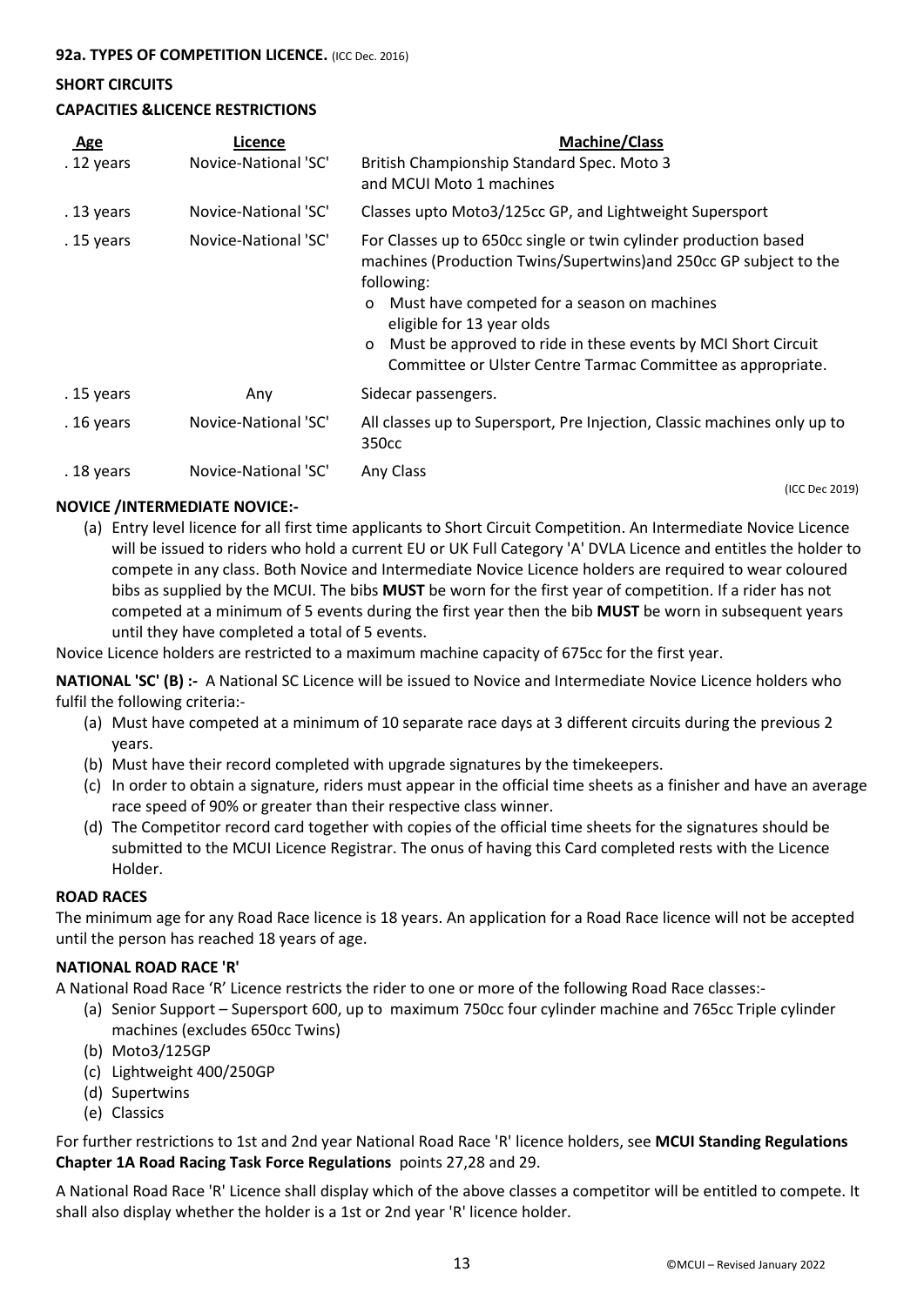**92a. TYPES OF COMPETITION LICENCE.** (ICC Dec. 2016)

**SHORT CIRCUITS**

**CAPACITIES &LICENCE RESTRICTIONS**

| Age | Licence | Machine/Class |
|---|---|---|
| . 12 years | Novice-National 'SC' | British Championship Standard Spec. Moto 3 and MCUI Moto 1 machines |
| . 13 years | Novice-National 'SC' | Classes upto Moto3/125cc GP, and Lightweight Supersport |
| . 15 years | Novice-National 'SC' | For Classes up to 650cc single or twin cylinder production based machines (Production Twins/Supertwins)and 250cc GP subject to the following: o Must have competed for a season on machines eligible for 13 year olds o Must be approved to ride in these events by MCI Short Circuit Committee or Ulster Centre Tarmac Committee as appropriate. |
| . 15 years | Any | Sidecar passengers. |
| . 16 years | Novice-National 'SC' | All classes up to Supersport, Pre Injection, Classic machines only up to 350cc |
| . 18 years | Novice-National 'SC' | Any Class |

(ICC Dec 2019)

**NOVICE /INTERMEDIATE NOVICE:-**

(a) Entry level licence for all first time applicants to Short Circuit Competition. An Intermediate Novice Licence will be issued to riders who hold a current EU or UK Full Category 'A' DVLA Licence and entitles the holder to compete in any class. Both Novice and Intermediate Novice Licence holders are required to wear coloured bibs as supplied by the MCUI. The bibs **MUST** be worn for the first year of competition. If a rider has not competed at a minimum of 5 events during the first year then the bib **MUST** be worn in subsequent years until they have completed a total of 5 events.

Novice Licence holders are restricted to a maximum machine capacity of 675cc for the first year.

**NATIONAL 'SC' (B) :-** A National SC Licence will be issued to Novice and Intermediate Novice Licence holders who fulfil the following criteria:-

(a) Must have competed at a minimum of 10 separate race days at 3 different circuits during the previous 2 years.
(b) Must have their record completed with upgrade signatures by the timekeepers.
(c) In order to obtain a signature, riders must appear in the official time sheets as a finisher and have an average race speed of 90% or greater than their respective class winner.
(d) The Competitor record card together with copies of the official time sheets for the signatures should be submitted to the MCUI Licence Registrar. The onus of having this Card completed rests with the Licence Holder.

**ROAD RACES**

The minimum age for any Road Race licence is 18 years. An application for a Road Race licence will not be accepted until the person has reached 18 years of age.

**NATIONAL ROAD RACE 'R'**

A National Road Race 'R' Licence restricts the rider to one or more of the following Road Race classes:-

(a) Senior Support – Supersport 600, up to maximum 750cc four cylinder machine and 765cc Triple cylinder machines (excludes 650cc Twins)
(b) Moto3/125GP
(c) Lightweight 400/250GP
(d) Supertwins
(e) Classics

For further restrictions to 1st and 2nd year National Road Race 'R' licence holders, see **MCUI Standing Regulations Chapter 1A Road Racing Task Force Regulations** points 27,28 and 29.

A National Road Race 'R' Licence shall display which of the above classes a competitor will be entitled to compete. It shall also display whether the holder is a 1st or 2nd year 'R' licence holder.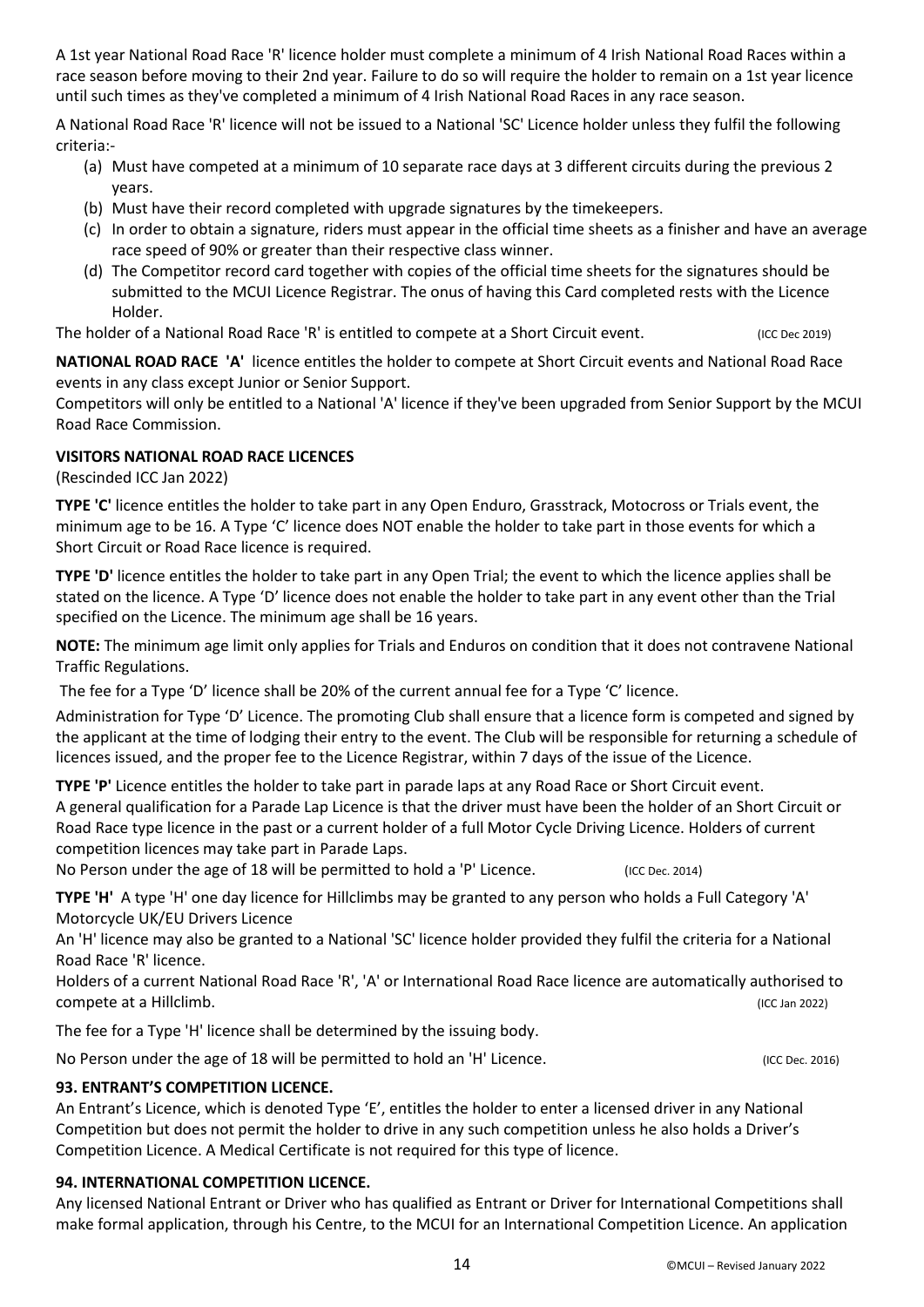A 1st year National Road Race 'R' licence holder must complete a minimum of 4 Irish National Road Races within a race season before moving to their 2nd year. Failure to do so will require the holder to remain on a 1st year licence until such times as they've completed a minimum of 4 Irish National Road Races in any race season.

A National Road Race 'R' licence will not be issued to a National 'SC' Licence holder unless they fulfil the following criteria:-

(a) Must have competed at a minimum of 10 separate race days at 3 different circuits during the previous 2 years.
(b) Must have their record completed with upgrade signatures by the timekeepers.
(c) In order to obtain a signature, riders must appear in the official time sheets as a finisher and have an average race speed of 90% or greater than their respective class winner.
(d) The Competitor record card together with copies of the official time sheets for the signatures should be submitted to the MCUI Licence Registrar. The onus of having this Card completed rests with the Licence Holder.

The holder of a National Road Race 'R' is entitled to compete at a Short Circuit event. (ICC Dec 2019)

**NATIONAL ROAD RACE 'A'** licence entitles the holder to compete at Short Circuit events and National Road Race events in any class except Junior or Senior Support.
Competitors will only be entitled to a National 'A' licence if they've been upgraded from Senior Support by the MCUI Road Race Commission.

**VISITORS NATIONAL ROAD RACE LICENCES**
(Rescinded ICC Jan 2022)

**TYPE 'C'** licence entitles the holder to take part in any Open Enduro, Grasstrack, Motocross or Trials event, the minimum age to be 16. A Type 'C' licence does NOT enable the holder to take part in those events for which a Short Circuit or Road Race licence is required.

**TYPE 'D'** licence entitles the holder to take part in any Open Trial; the event to which the licence applies shall be stated on the licence. A Type 'D' licence does not enable the holder to take part in any event other than the Trial specified on the Licence. The minimum age shall be 16 years.

**NOTE:** The minimum age limit only applies for Trials and Enduros on condition that it does not contravene National Traffic Regulations.

The fee for a Type 'D' licence shall be 20% of the current annual fee for a Type 'C' licence.

Administration for Type 'D' Licence. The promoting Club shall ensure that a licence form is competed and signed by the applicant at the time of lodging their entry to the event. The Club will be responsible for returning a schedule of licences issued, and the proper fee to the Licence Registrar, within 7 days of the issue of the Licence.

**TYPE 'P'** Licence entitles the holder to take part in parade laps at any Road Race or Short Circuit event.
A general qualification for a Parade Lap Licence is that the driver must have been the holder of an Short Circuit or Road Race type licence in the past or a current holder of a full Motor Cycle Driving Licence. Holders of current competition licences may take part in Parade Laps.
No Person under the age of 18 will be permitted to hold a 'P' Licence. (ICC Dec. 2014)

**TYPE 'H'** A type 'H' one day licence for Hillclimbs may be granted to any person who holds a Full Category 'A' Motorcycle UK/EU Drivers Licence
An 'H' licence may also be granted to a National 'SC' licence holder provided they fulfil the criteria for a National Road Race 'R' licence.
Holders of a current National Road Race 'R', 'A' or International Road Race licence are automatically authorised to compete at a Hillclimb. (ICC Jan 2022)

The fee for a Type 'H' licence shall be determined by the issuing body.

No Person under the age of 18 will be permitted to hold an 'H' Licence. (ICC Dec. 2016)

**93. ENTRANT'S COMPETITION LICENCE.**

An Entrant's Licence, which is denoted Type 'E', entitles the holder to enter a licensed driver in any National Competition but does not permit the holder to drive in any such competition unless he also holds a Driver's Competition Licence. A Medical Certificate is not required for this type of licence.

**94. INTERNATIONAL COMPETITION LICENCE.**

Any licensed National Entrant or Driver who has qualified as Entrant or Driver for International Competitions shall make formal application, through his Centre, to the MCUI for an International Competition Licence. An application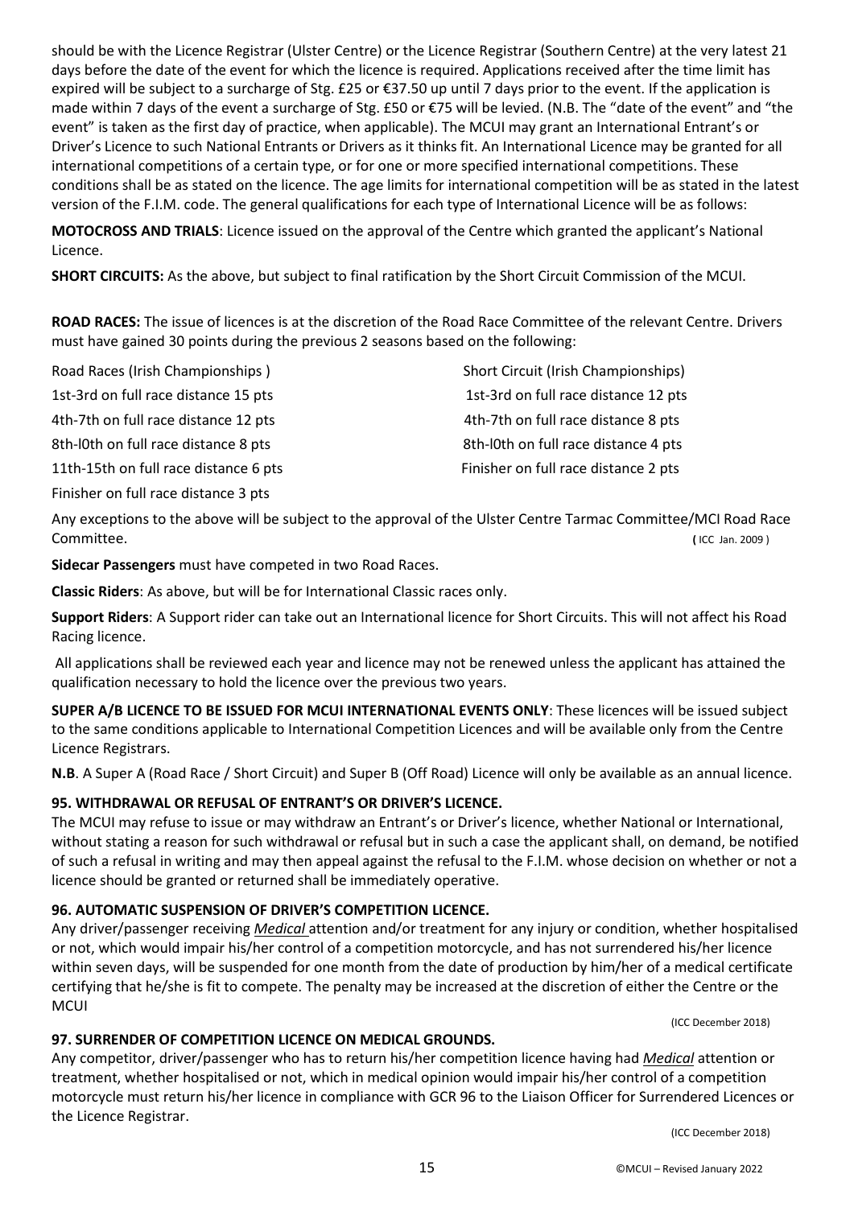should be with the Licence Registrar (Ulster Centre) or the Licence Registrar (Southern Centre) at the very latest 21 days before the date of the event for which the licence is required. Applications received after the time limit has expired will be subject to a surcharge of Stg. £25 or €37.50 up until 7 days prior to the event. If the application is made within 7 days of the event a surcharge of Stg. £50 or €75 will be levied. (N.B. The "date of the event" and "the event" is taken as the first day of practice, when applicable). The MCUI may grant an International Entrant's or Driver's Licence to such National Entrants or Drivers as it thinks fit. An International Licence may be granted for all international competitions of a certain type, or for one or more specified international competitions. These conditions shall be as stated on the licence. The age limits for international competition will be as stated in the latest version of the F.I.M. code. The general qualifications for each type of International Licence will be as follows:

**MOTOCROSS AND TRIALS**: Licence issued on the approval of the Centre which granted the applicant's National Licence.

**SHORT CIRCUITS:** As the above, but subject to final ratification by the Short Circuit Commission of the MCUI.

**ROAD RACES:** The issue of licences is at the discretion of the Road Race Committee of the relevant Centre. Drivers must have gained 30 points during the previous 2 seasons based on the following:

| Road Races (Irish Championships ) | Short Circuit (Irish Championships) |
|---|---|
| 1st-3rd on full race distance 15 pts | 1st-3rd on full race distance 12 pts |
| 4th-7th on full race distance 12 pts | 4th-7th on full race distance 8 pts |
| 8th-l0th on full race distance 8 pts | 8th-l0th on full race distance 4 pts |
| 11th-15th on full race distance 6 pts | Finisher on full race distance 2 pts |
| Finisher on full race distance 3 pts | |

Any exceptions to the above will be subject to the approval of the Ulster Centre Tarmac Committee/MCI Road Race Committee. ( ICC Jan. 2009 )

**Sidecar Passengers** must have competed in two Road Races.

**Classic Riders**: As above, but will be for International Classic races only.

**Support Riders**: A Support rider can take out an International licence for Short Circuits. This will not affect his Road Racing licence.

All applications shall be reviewed each year and licence may not be renewed unless the applicant has attained the qualification necessary to hold the licence over the previous two years.

**SUPER A/B LICENCE TO BE ISSUED FOR MCUI INTERNATIONAL EVENTS ONLY**: These licences will be issued subject to the same conditions applicable to International Competition Licences and will be available only from the Centre Licence Registrars.

**N.B**. A Super A (Road Race / Short Circuit) and Super B (Off Road) Licence will only be available as an annual licence.

### 95. WITHDRAWAL OR REFUSAL OF ENTRANT'S OR DRIVER'S LICENCE.

The MCUI may refuse to issue or may withdraw an Entrant's or Driver's licence, whether National or International, without stating a reason for such withdrawal or refusal but in such a case the applicant shall, on demand, be notified of such a refusal in writing and may then appeal against the refusal to the F.I.M. whose decision on whether or not a licence should be granted or returned shall be immediately operative.

### 96. AUTOMATIC SUSPENSION OF DRIVER'S COMPETITION LICENCE.

Any driver/passenger receiving *Medical* attention and/or treatment for any injury or condition, whether hospitalised or not, which would impair his/her control of a competition motorcycle, and has not surrendered his/her licence within seven days, will be suspended for one month from the date of production by him/her of a medical certificate certifying that he/she is fit to compete. The penalty may be increased at the discretion of either the Centre or the MCUI

(ICC December 2018)

### 97. SURRENDER OF COMPETITION LICENCE ON MEDICAL GROUNDS.

Any competitor, driver/passenger who has to return his/her competition licence having had *Medical* attention or treatment, whether hospitalised or not, which in medical opinion would impair his/her control of a competition motorcycle must return his/her licence in compliance with GCR 96 to the Liaison Officer for Surrendered Licences or the Licence Registrar.

(ICC December 2018)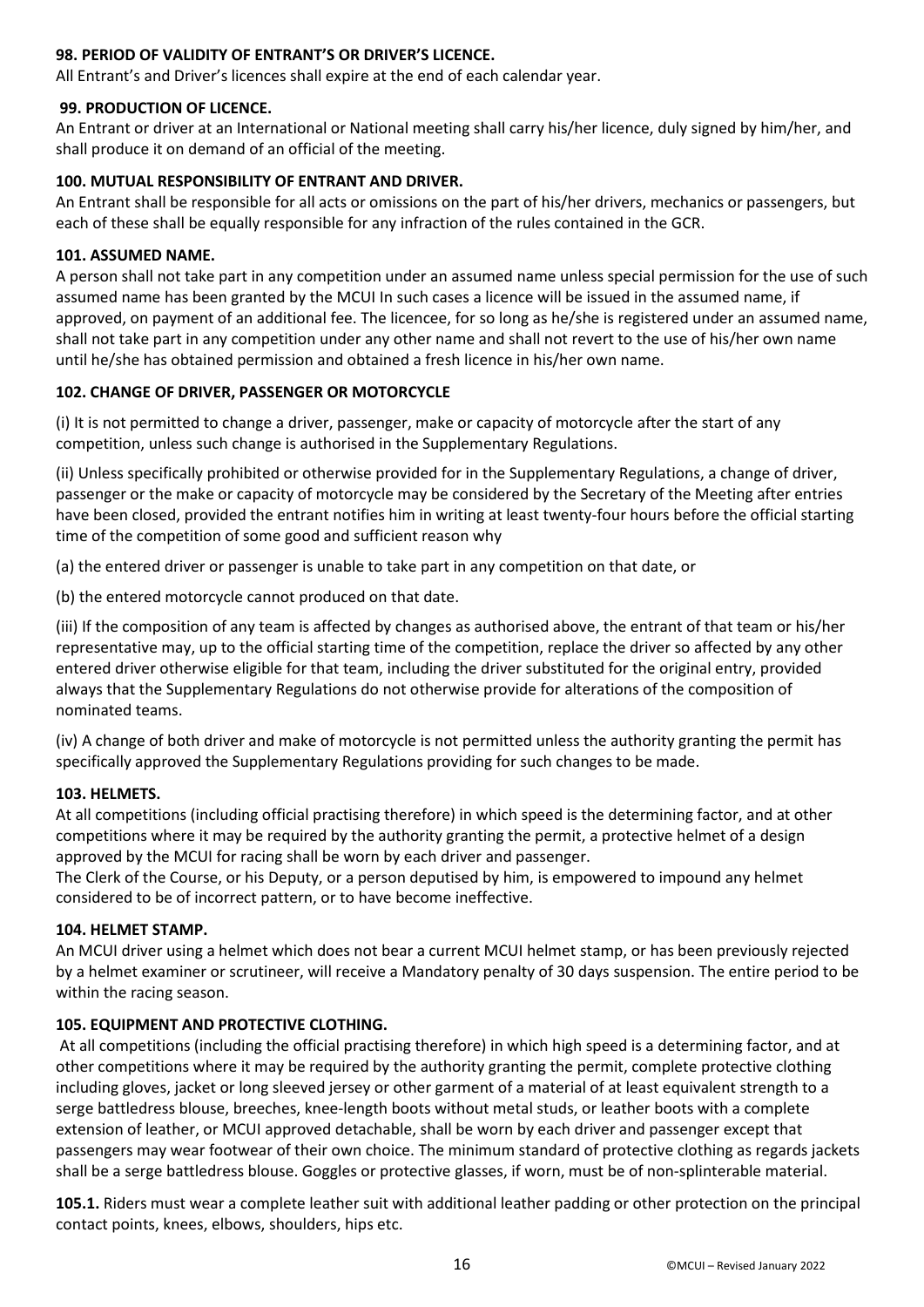**98. PERIOD OF VALIDITY OF ENTRANT'S OR DRIVER'S LICENCE.**
All Entrant's and Driver's licences shall expire at the end of each calendar year.

**99. PRODUCTION OF LICENCE.**
An Entrant or driver at an International or National meeting shall carry his/her licence, duly signed by him/her, and shall produce it on demand of an official of the meeting.

**100. MUTUAL RESPONSIBILITY OF ENTRANT AND DRIVER.**
An Entrant shall be responsible for all acts or omissions on the part of his/her drivers, mechanics or passengers, but each of these shall be equally responsible for any infraction of the rules contained in the GCR.

**101. ASSUMED NAME.**
A person shall not take part in any competition under an assumed name unless special permission for the use of such assumed name has been granted by the MCUI In such cases a licence will be issued in the assumed name, if approved, on payment of an additional fee. The licencee, for so long as he/she is registered under an assumed name, shall not take part in any competition under any other name and shall not revert to the use of his/her own name until he/she has obtained permission and obtained a fresh licence in his/her own name.

**102. CHANGE OF DRIVER, PASSENGER OR MOTORCYCLE**

(i) It is not permitted to change a driver, passenger, make or capacity of motorcycle after the start of any competition, unless such change is authorised in the Supplementary Regulations.

(ii) Unless specifically prohibited or otherwise provided for in the Supplementary Regulations, a change of driver, passenger or the make or capacity of motorcycle may be considered by the Secretary of the Meeting after entries have been closed, provided the entrant notifies him in writing at least twenty-four hours before the official starting time of the competition of some good and sufficient reason why

(a) the entered driver or passenger is unable to take part in any competition on that date, or

(b) the entered motorcycle cannot produced on that date.

(iii) If the composition of any team is affected by changes as authorised above, the entrant of that team or his/her representative may, up to the official starting time of the competition, replace the driver so affected by any other entered driver otherwise eligible for that team, including the driver substituted for the original entry, provided always that the Supplementary Regulations do not otherwise provide for alterations of the composition of nominated teams.

(iv) A change of both driver and make of motorcycle is not permitted unless the authority granting the permit has specifically approved the Supplementary Regulations providing for such changes to be made.

**103. HELMETS.**
At all competitions (including official practising therefore) in which speed is the determining factor, and at other competitions where it may be required by the authority granting the permit, a protective helmet of a design approved by the MCUI for racing shall be worn by each driver and passenger.
The Clerk of the Course, or his Deputy, or a person deputised by him, is empowered to impound any helmet considered to be of incorrect pattern, or to have become ineffective.

**104. HELMET STAMP.**
An MCUI driver using a helmet which does not bear a current MCUI helmet stamp, or has been previously rejected by a helmet examiner or scrutineer, will receive a Mandatory penalty of 30 days suspension. The entire period to be within the racing season.

**105. EQUIPMENT AND PROTECTIVE CLOTHING.**
At all competitions (including the official practising therefore) in which high speed is a determining factor, and at other competitions where it may be required by the authority granting the permit, complete protective clothing including gloves, jacket or long sleeved jersey or other garment of a material of at least equivalent strength to a serge battledress blouse, breeches, knee-length boots without metal studs, or leather boots with a complete extension of leather, or MCUI approved detachable, shall be worn by each driver and passenger except that passengers may wear footwear of their own choice. The minimum standard of protective clothing as regards jackets shall be a serge battledress blouse. Goggles or protective glasses, if worn, must be of non-splinterable material.

**105.1.** Riders must wear a complete leather suit with additional leather padding or other protection on the principal contact points, knees, elbows, shoulders, hips etc.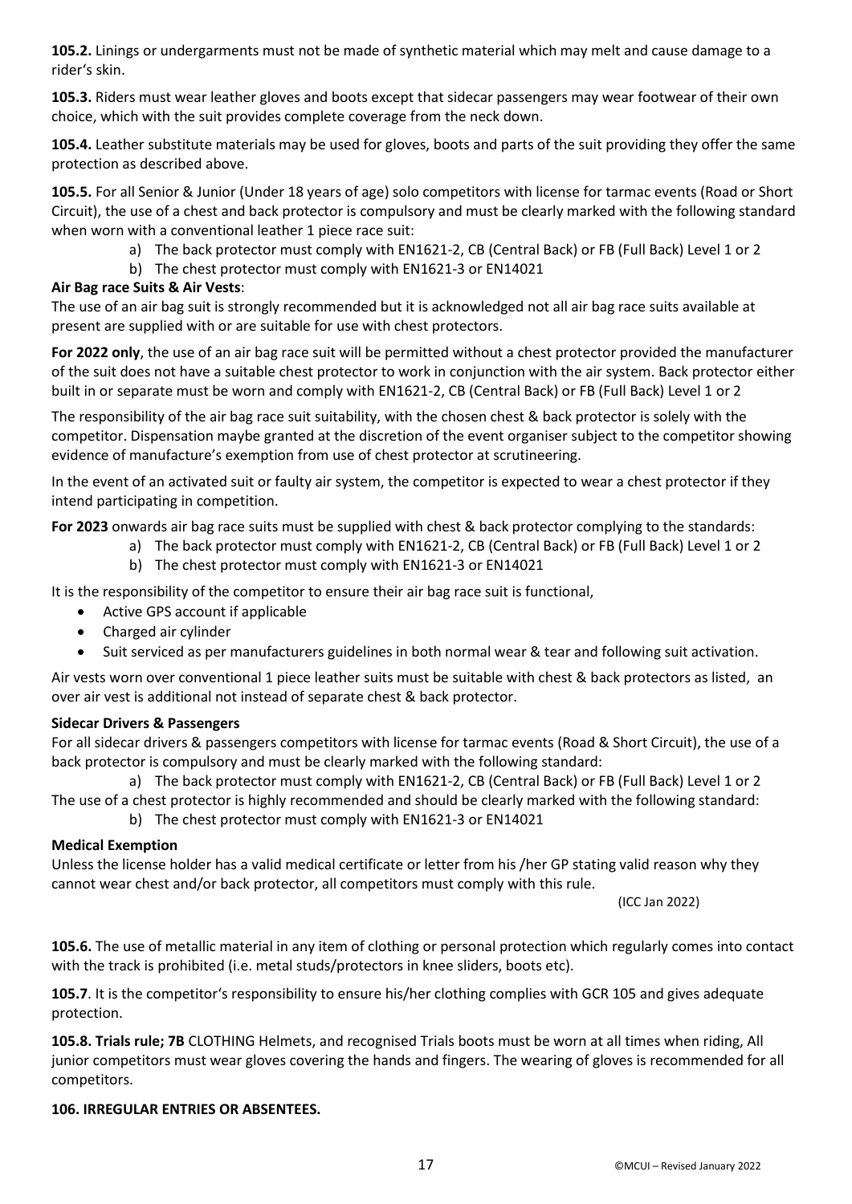**105.2.** Linings or undergarments must not be made of synthetic material which may melt and cause damage to a rider's skin.

**105.3.** Riders must wear leather gloves and boots except that sidecar passengers may wear footwear of their own choice, which with the suit provides complete coverage from the neck down.

**105.4.** Leather substitute materials may be used for gloves, boots and parts of the suit providing they offer the same protection as described above.

**105.5.** For all Senior & Junior (Under 18 years of age) solo competitors with license for tarmac events (Road or Short Circuit), the use of a chest and back protector is compulsory and must be clearly marked with the following standard when worn with a conventional leather 1 piece race suit:

a) The back protector must comply with EN1621-2, CB (Central Back) or FB (Full Back) Level 1 or 2
b) The chest protector must comply with EN1621-3 or EN14021

**Air Bag race Suits & Air Vests**:
The use of an air bag suit is strongly recommended but it is acknowledged not all air bag race suits available at present are supplied with or are suitable for use with chest protectors.

**For 2022 only**, the use of an air bag race suit will be permitted without a chest protector provided the manufacturer of the suit does not have a suitable chest protector to work in conjunction with the air system. Back protector either built in or separate must be worn and comply with EN1621-2, CB (Central Back) or FB (Full Back) Level 1 or 2

The responsibility of the air bag race suit suitability, with the chosen chest & back protector is solely with the competitor. Dispensation maybe granted at the discretion of the event organiser subject to the competitor showing evidence of manufacture's exemption from use of chest protector at scrutineering.

In the event of an activated suit or faulty air system, the competitor is expected to wear a chest protector if they intend participating in competition.

**For 2023** onwards air bag race suits must be supplied with chest & back protector complying to the standards:

a) The back protector must comply with EN1621-2, CB (Central Back) or FB (Full Back) Level 1 or 2
b) The chest protector must comply with EN1621-3 or EN14021

It is the responsibility of the competitor to ensure their air bag race suit is functional,

- Active GPS account if applicable
- Charged air cylinder
- Suit serviced as per manufacturers guidelines in both normal wear & tear and following suit activation.

Air vests worn over conventional 1 piece leather suits must be suitable with chest & back protectors as listed, an over air vest is additional not instead of separate chest & back protector.

**Sidecar Drivers & Passengers**
For all sidecar drivers & passengers competitors with license for tarmac events (Road & Short Circuit), the use of a back protector is compulsory and must be clearly marked with the following standard:

a) The back protector must comply with EN1621-2, CB (Central Back) or FB (Full Back) Level 1 or 2

The use of a chest protector is highly recommended and should be clearly marked with the following standard:

b) The chest protector must comply with EN1621-3 or EN14021

**Medical Exemption**
Unless the license holder has a valid medical certificate or letter from his /her GP stating valid reason why they cannot wear chest and/or back protector, all competitors must comply with this rule.

(ICC Jan 2022)

**105.6.** The use of metallic material in any item of clothing or personal protection which regularly comes into contact with the track is prohibited (i.e. metal studs/protectors in knee sliders, boots etc).

**105.7**. It is the competitor's responsibility to ensure his/her clothing complies with GCR 105 and gives adequate protection.

**105.8. Trials rule; 7B** CLOTHING Helmets, and recognised Trials boots must be worn at all times when riding, All junior competitors must wear gloves covering the hands and fingers. The wearing of gloves is recommended for all competitors.

**106. IRREGULAR ENTRIES OR ABSENTEES.**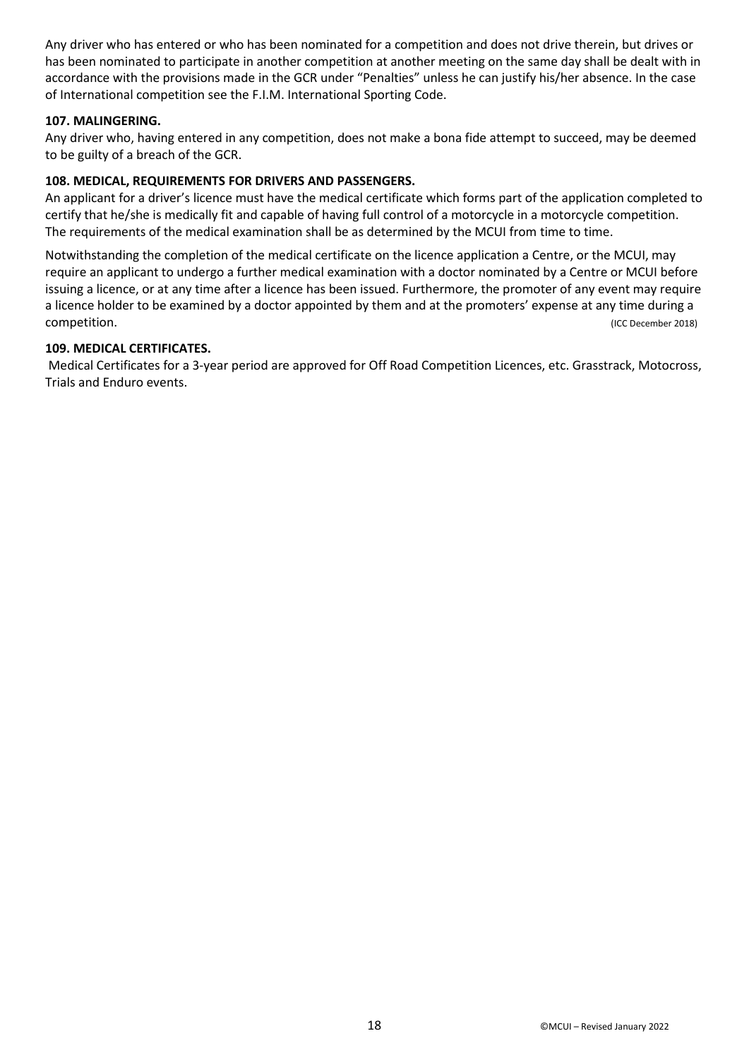Any driver who has entered or who has been nominated for a competition and does not drive therein, but drives or has been nominated to participate in another competition at another meeting on the same day shall be dealt with in accordance with the provisions made in the GCR under "Penalties" unless he can justify his/her absence. In the case of International competition see the F.I.M. International Sporting Code.

### 107. MALINGERING.

Any driver who, having entered in any competition, does not make a bona fide attempt to succeed, may be deemed to be guilty of a breach of the GCR.

### 108. MEDICAL, REQUIREMENTS FOR DRIVERS AND PASSENGERS.

An applicant for a driver's licence must have the medical certificate which forms part of the application completed to certify that he/she is medically fit and capable of having full control of a motorcycle in a motorcycle competition. The requirements of the medical examination shall be as determined by the MCUI from time to time.

Notwithstanding the completion of the medical certificate on the licence application a Centre, or the MCUI, may require an applicant to undergo a further medical examination with a doctor nominated by a Centre or MCUI before issuing a licence, or at any time after a licence has been issued. Furthermore, the promoter of any event may require a licence holder to be examined by a doctor appointed by them and at the promoters' expense at any time during a competition. (ICC December 2018)

### 109. MEDICAL CERTIFICATES.

Medical Certificates for a 3-year period are approved for Off Road Competition Licences, etc. Grasstrack, Motocross, Trials and Enduro events.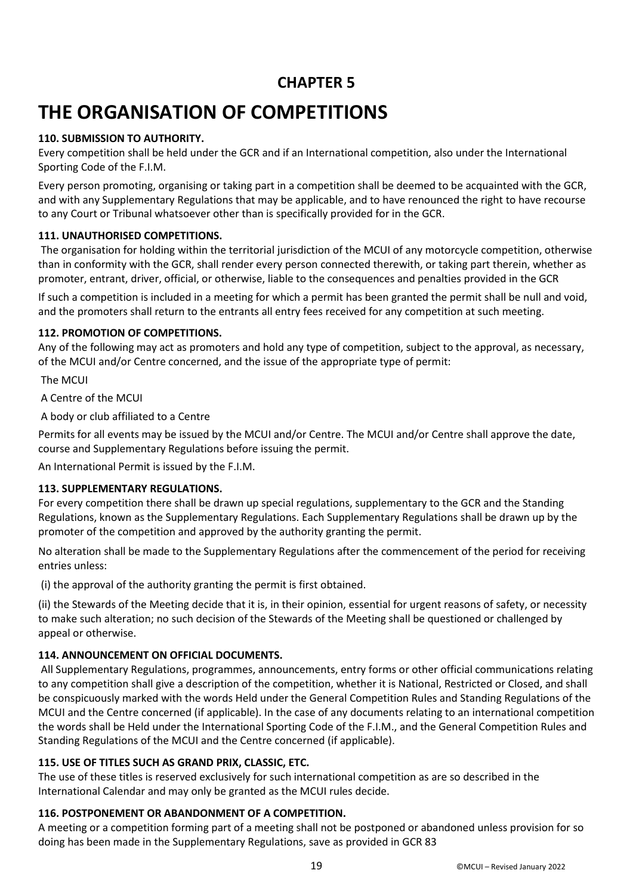## CHAPTER 5

# THE ORGANISATION OF COMPETITIONS

**110. SUBMISSION TO AUTHORITY.**

Every competition shall be held under the GCR and if an International competition, also under the International Sporting Code of the F.I.M.

Every person promoting, organising or taking part in a competition shall be deemed to be acquainted with the GCR, and with any Supplementary Regulations that may be applicable, and to have renounced the right to have recourse to any Court or Tribunal whatsoever other than is specifically provided for in the GCR.

**111. UNAUTHORISED COMPETITIONS.**

The organisation for holding within the territorial jurisdiction of the MCUI of any motorcycle competition, otherwise than in conformity with the GCR, shall render every person connected therewith, or taking part therein, whether as promoter, entrant, driver, official, or otherwise, liable to the consequences and penalties provided in the GCR

If such a competition is included in a meeting for which a permit has been granted the permit shall be null and void, and the promoters shall return to the entrants all entry fees received for any competition at such meeting.

**112. PROMOTION OF COMPETITIONS.**

Any of the following may act as promoters and hold any type of competition, subject to the approval, as necessary, of the MCUI and/or Centre concerned, and the issue of the appropriate type of permit:

The MCUI

A Centre of the MCUI

A body or club affiliated to a Centre

Permits for all events may be issued by the MCUI and/or Centre. The MCUI and/or Centre shall approve the date, course and Supplementary Regulations before issuing the permit.

An International Permit is issued by the F.I.M.

**113. SUPPLEMENTARY REGULATIONS.**

For every competition there shall be drawn up special regulations, supplementary to the GCR and the Standing Regulations, known as the Supplementary Regulations. Each Supplementary Regulations shall be drawn up by the promoter of the competition and approved by the authority granting the permit.

No alteration shall be made to the Supplementary Regulations after the commencement of the period for receiving entries unless:

(i) the approval of the authority granting the permit is first obtained.

(ii) the Stewards of the Meeting decide that it is, in their opinion, essential for urgent reasons of safety, or necessity to make such alteration; no such decision of the Stewards of the Meeting shall be questioned or challenged by appeal or otherwise.

**114. ANNOUNCEMENT ON OFFICIAL DOCUMENTS.**

All Supplementary Regulations, programmes, announcements, entry forms or other official communications relating to any competition shall give a description of the competition, whether it is National, Restricted or Closed, and shall be conspicuously marked with the words Held under the General Competition Rules and Standing Regulations of the MCUI and the Centre concerned (if applicable). In the case of any documents relating to an international competition the words shall be Held under the International Sporting Code of the F.I.M., and the General Competition Rules and Standing Regulations of the MCUI and the Centre concerned (if applicable).

**115. USE OF TITLES SUCH AS GRAND PRIX, CLASSIC, ETC.**

The use of these titles is reserved exclusively for such international competition as are so described in the International Calendar and may only be granted as the MCUI rules decide.

**116. POSTPONEMENT OR ABANDONMENT OF A COMPETITION.**

A meeting or a competition forming part of a meeting shall not be postponed or abandoned unless provision for so doing has been made in the Supplementary Regulations, save as provided in GCR 83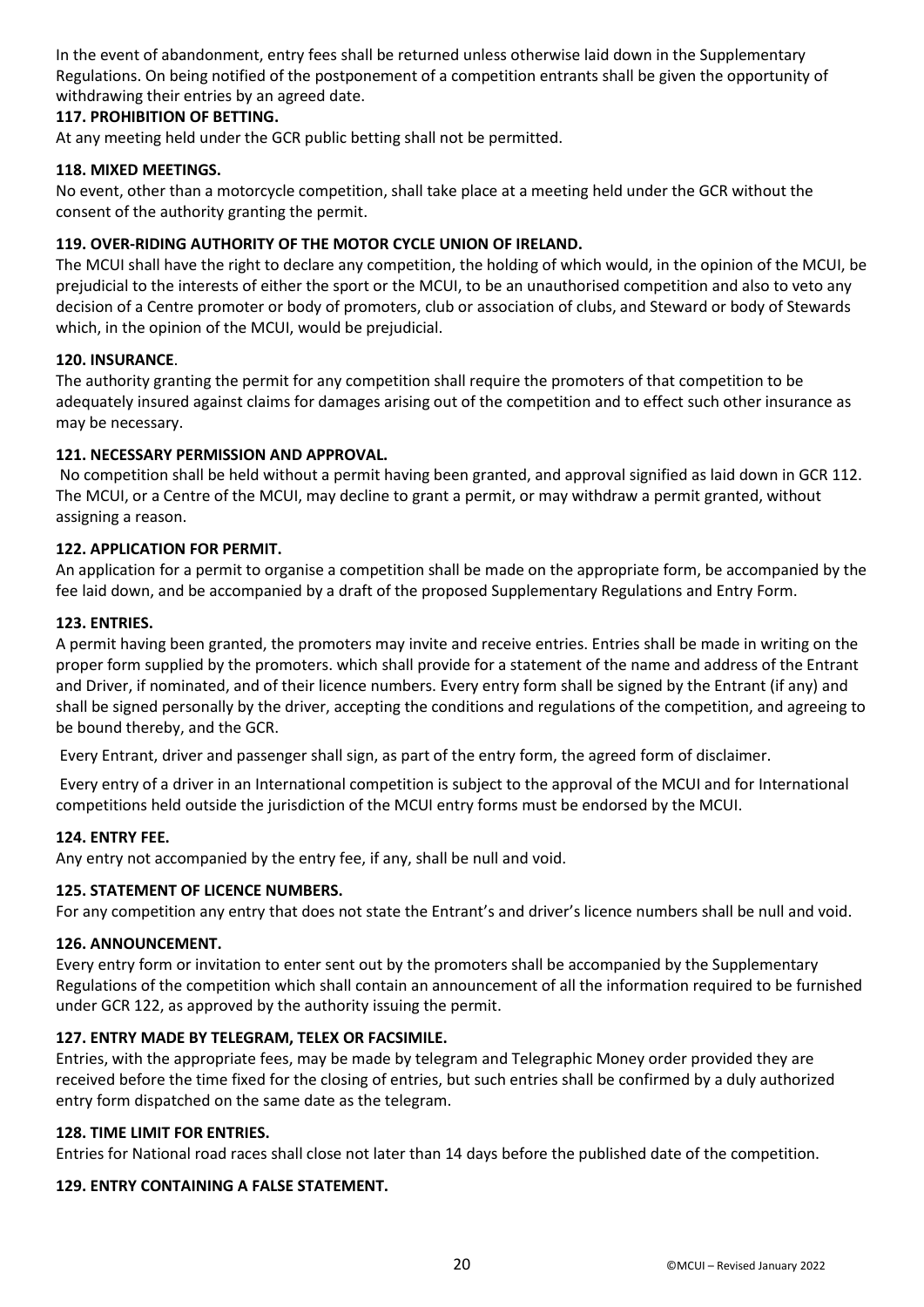In the event of abandonment, entry fees shall be returned unless otherwise laid down in the Supplementary Regulations. On being notified of the postponement of a competition entrants shall be given the opportunity of withdrawing their entries by an agreed date.

**117. PROHIBITION OF BETTING.**

At any meeting held under the GCR public betting shall not be permitted.

**118. MIXED MEETINGS.**

No event, other than a motorcycle competition, shall take place at a meeting held under the GCR without the consent of the authority granting the permit.

**119. OVER-RIDING AUTHORITY OF THE MOTOR CYCLE UNION OF IRELAND.**

The MCUI shall have the right to declare any competition, the holding of which would, in the opinion of the MCUI, be prejudicial to the interests of either the sport or the MCUI, to be an unauthorised competition and also to veto any decision of a Centre promoter or body of promoters, club or association of clubs, and Steward or body of Stewards which, in the opinion of the MCUI, would be prejudicial.

**120. INSURANCE**.

The authority granting the permit for any competition shall require the promoters of that competition to be adequately insured against claims for damages arising out of the competition and to effect such other insurance as may be necessary.

**121. NECESSARY PERMISSION AND APPROVAL.**

No competition shall be held without a permit having been granted, and approval signified as laid down in GCR 112. The MCUI, or a Centre of the MCUI, may decline to grant a permit, or may withdraw a permit granted, without assigning a reason.

**122. APPLICATION FOR PERMIT.**

An application for a permit to organise a competition shall be made on the appropriate form, be accompanied by the fee laid down, and be accompanied by a draft of the proposed Supplementary Regulations and Entry Form.

**123. ENTRIES.**

A permit having been granted, the promoters may invite and receive entries. Entries shall be made in writing on the proper form supplied by the promoters. which shall provide for a statement of the name and address of the Entrant and Driver, if nominated, and of their licence numbers. Every entry form shall be signed by the Entrant (if any) and shall be signed personally by the driver, accepting the conditions and regulations of the competition, and agreeing to be bound thereby, and the GCR.

Every Entrant, driver and passenger shall sign, as part of the entry form, the agreed form of disclaimer.

Every entry of a driver in an International competition is subject to the approval of the MCUI and for International competitions held outside the jurisdiction of the MCUI entry forms must be endorsed by the MCUI.

**124. ENTRY FEE.**

Any entry not accompanied by the entry fee, if any, shall be null and void.

**125. STATEMENT OF LICENCE NUMBERS.**

For any competition any entry that does not state the Entrant's and driver's licence numbers shall be null and void.

**126. ANNOUNCEMENT.**

Every entry form or invitation to enter sent out by the promoters shall be accompanied by the Supplementary Regulations of the competition which shall contain an announcement of all the information required to be furnished under GCR 122, as approved by the authority issuing the permit.

**127. ENTRY MADE BY TELEGRAM, TELEX OR FACSIMILE.**

Entries, with the appropriate fees, may be made by telegram and Telegraphic Money order provided they are received before the time fixed for the closing of entries, but such entries shall be confirmed by a duly authorized entry form dispatched on the same date as the telegram.

**128. TIME LIMIT FOR ENTRIES.**

Entries for National road races shall close not later than 14 days before the published date of the competition.

**129. ENTRY CONTAINING A FALSE STATEMENT.**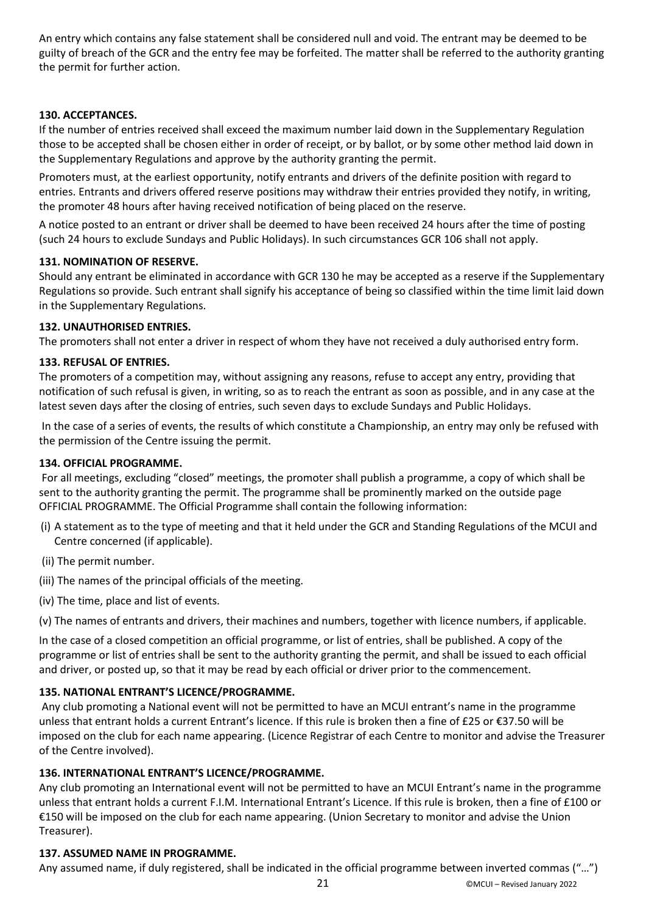An entry which contains any false statement shall be considered null and void. The entrant may be deemed to be guilty of breach of the GCR and the entry fee may be forfeited. The matter shall be referred to the authority granting the permit for further action.

**130. ACCEPTANCES.**

If the number of entries received shall exceed the maximum number laid down in the Supplementary Regulation those to be accepted shall be chosen either in order of receipt, or by ballot, or by some other method laid down in the Supplementary Regulations and approve by the authority granting the permit.

Promoters must, at the earliest opportunity, notify entrants and drivers of the definite position with regard to entries. Entrants and drivers offered reserve positions may withdraw their entries provided they notify, in writing, the promoter 48 hours after having received notification of being placed on the reserve.

A notice posted to an entrant or driver shall be deemed to have been received 24 hours after the time of posting (such 24 hours to exclude Sundays and Public Holidays). In such circumstances GCR 106 shall not apply.

**131. NOMINATION OF RESERVE.**

Should any entrant be eliminated in accordance with GCR 130 he may be accepted as a reserve if the Supplementary Regulations so provide. Such entrant shall signify his acceptance of being so classified within the time limit laid down in the Supplementary Regulations.

**132. UNAUTHORISED ENTRIES.**

The promoters shall not enter a driver in respect of whom they have not received a duly authorised entry form.

**133. REFUSAL OF ENTRIES.**

The promoters of a competition may, without assigning any reasons, refuse to accept any entry, providing that notification of such refusal is given, in writing, so as to reach the entrant as soon as possible, and in any case at the latest seven days after the closing of entries, such seven days to exclude Sundays and Public Holidays.

In the case of a series of events, the results of which constitute a Championship, an entry may only be refused with the permission of the Centre issuing the permit.

**134. OFFICIAL PROGRAMME.**

For all meetings, excluding "closed" meetings, the promoter shall publish a programme, a copy of which shall be sent to the authority granting the permit. The programme shall be prominently marked on the outside page OFFICIAL PROGRAMME. The Official Programme shall contain the following information:

(i) A statement as to the type of meeting and that it held under the GCR and Standing Regulations of the MCUI and Centre concerned (if applicable).

(ii) The permit number.

(iii) The names of the principal officials of the meeting.

(iv) The time, place and list of events.

(v) The names of entrants and drivers, their machines and numbers, together with licence numbers, if applicable.

In the case of a closed competition an official programme, or list of entries, shall be published. A copy of the programme or list of entries shall be sent to the authority granting the permit, and shall be issued to each official and driver, or posted up, so that it may be read by each official or driver prior to the commencement.

**135. NATIONAL ENTRANT'S LICENCE/PROGRAMME.**

Any club promoting a National event will not be permitted to have an MCUI entrant's name in the programme unless that entrant holds a current Entrant's licence. If this rule is broken then a fine of £25 or €37.50 will be imposed on the club for each name appearing. (Licence Registrar of each Centre to monitor and advise the Treasurer of the Centre involved).

**136. INTERNATIONAL ENTRANT'S LICENCE/PROGRAMME.**

Any club promoting an International event will not be permitted to have an MCUI Entrant's name in the programme unless that entrant holds a current F.I.M. International Entrant's Licence. If this rule is broken, then a fine of £100 or €150 will be imposed on the club for each name appearing. (Union Secretary to monitor and advise the Union Treasurer).

**137. ASSUMED NAME IN PROGRAMME.**

Any assumed name, if duly registered, shall be indicated in the official programme between inverted commas ("…")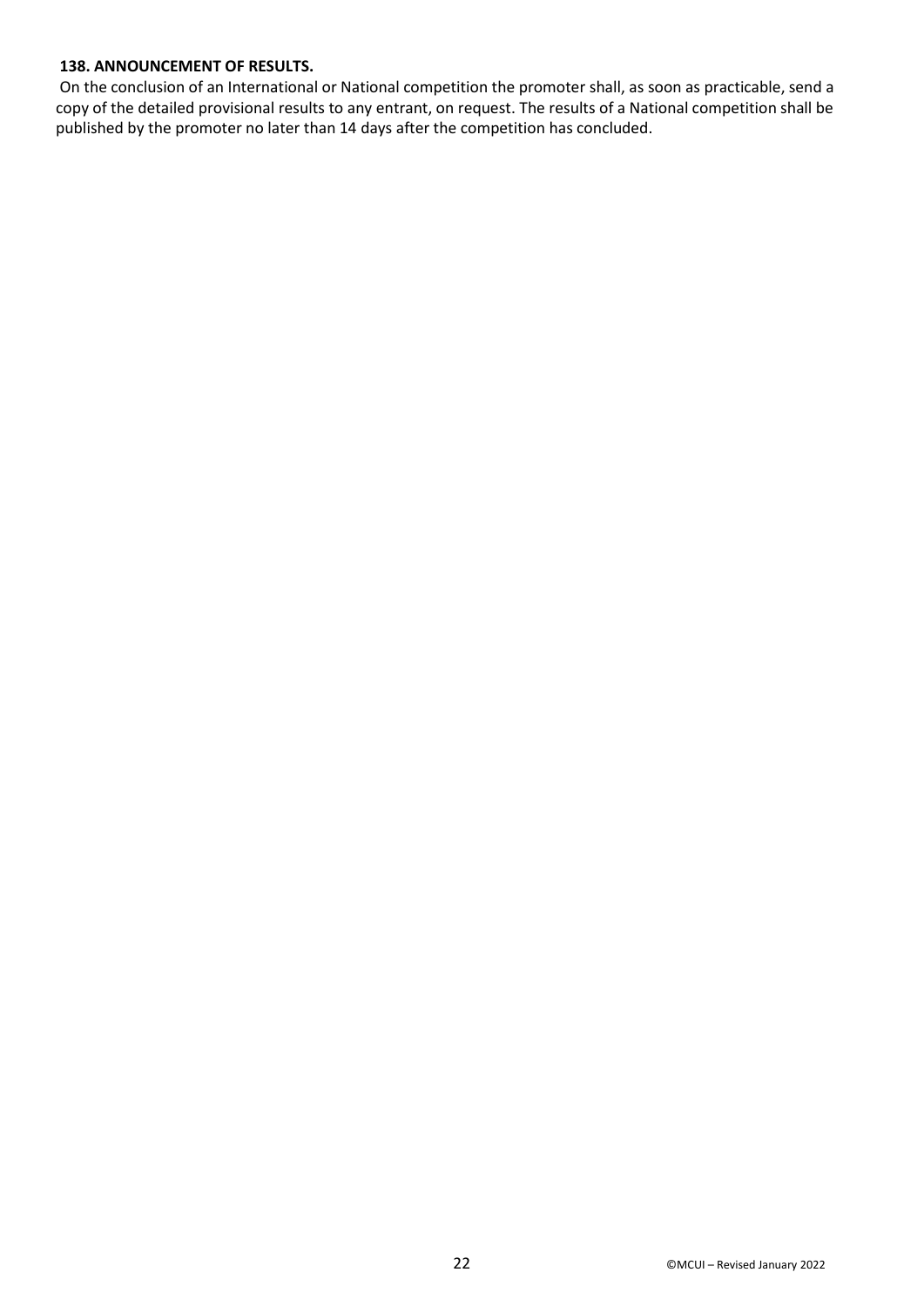**138. ANNOUNCEMENT OF RESULTS.**

On the conclusion of an International or National competition the promoter shall, as soon as practicable, send a copy of the detailed provisional results to any entrant, on request. The results of a National competition shall be published by the promoter no later than 14 days after the competition has concluded.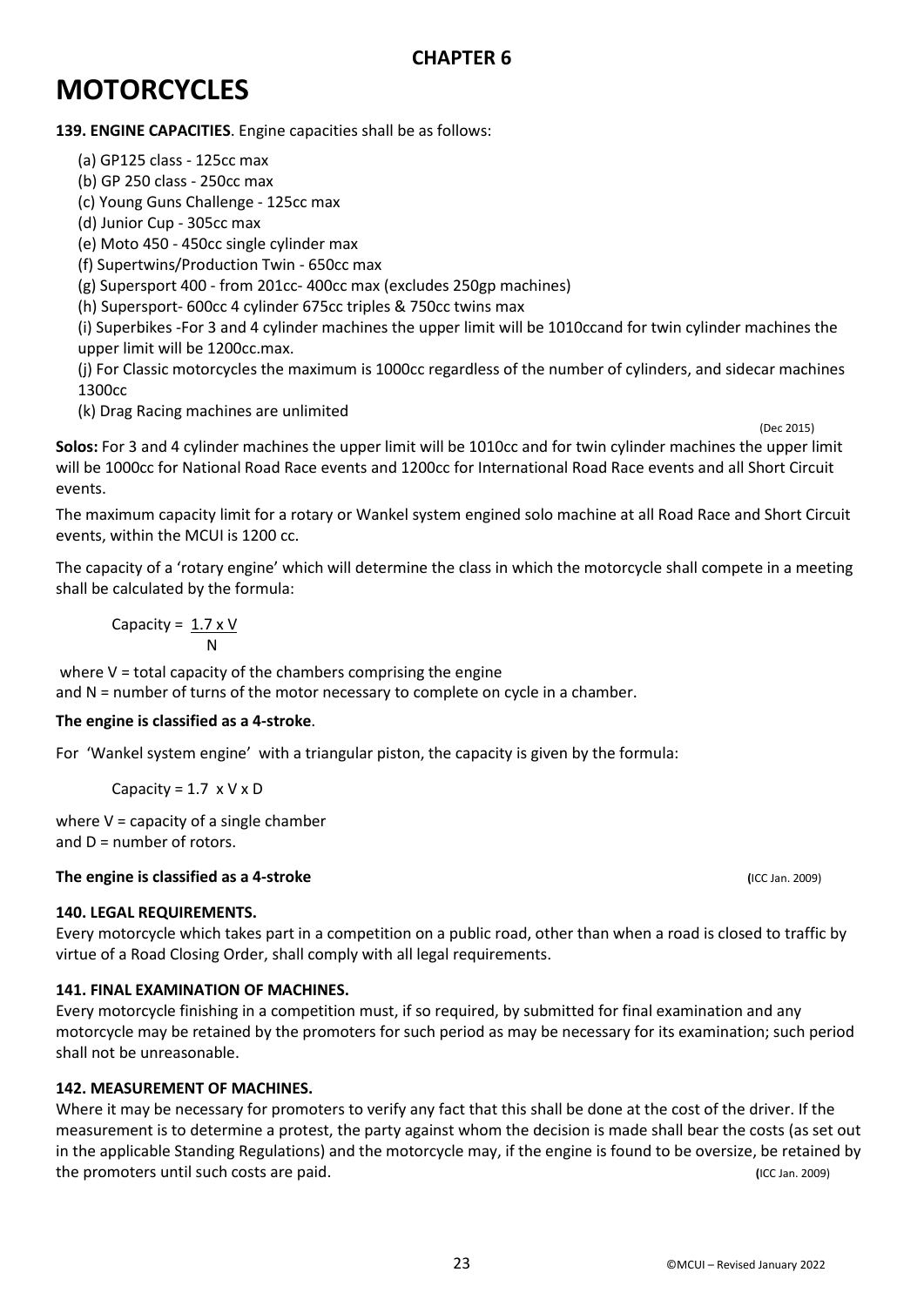## CHAPTER 6

# MOTORCYCLES

**139. ENGINE CAPACITIES**. Engine capacities shall be as follows:

(a) GP125 class - 125cc max
(b) GP 250 class - 250cc max
(c) Young Guns Challenge - 125cc max
(d) Junior Cup - 305cc max
(e) Moto 450 - 450cc single cylinder max
(f) Supertwins/Production Twin - 650cc max
(g) Supersport 400 - from 201cc- 400cc max (excludes 250gp machines)
(h) Supersport- 600cc 4 cylinder 675cc triples & 750cc twins max
(i) Superbikes -For 3 and 4 cylinder machines the upper limit will be 1010ccand for twin cylinder machines the upper limit will be 1200cc.max.
(j) For Classic motorcycles the maximum is 1000cc regardless of the number of cylinders, and sidecar machines 1300cc
(k) Drag Racing machines are unlimited

(Dec 2015)

**Solos:** For 3 and 4 cylinder machines the upper limit will be 1010cc and for twin cylinder machines the upper limit will be 1000cc for National Road Race events and 1200cc for International Road Race events and all Short Circuit events.

The maximum capacity limit for a rotary or Wankel system engined solo machine at all Road Race and Short Circuit events, within the MCUI is 1200 cc.

The capacity of a 'rotary engine' which will determine the class in which the motorcycle shall compete in a meeting shall be calculated by the formula:

$$\text{Capacity} = \frac{1.7 \times V}{N}$$

where V = total capacity of the chambers comprising the engine
and N = number of turns of the motor necessary to complete on cycle in a chamber.

**The engine is classified as a 4-stroke**.

For 'Wankel system engine' with a triangular piston, the capacity is given by the formula:

$$\text{Capacity} = 1.7 \times V \times D$$

where V = capacity of a single chamber
and D = number of rotors.

**The engine is classified as a 4-stroke** (ICC Jan. 2009)

**140. LEGAL REQUIREMENTS.**

Every motorcycle which takes part in a competition on a public road, other than when a road is closed to traffic by virtue of a Road Closing Order, shall comply with all legal requirements.

**141. FINAL EXAMINATION OF MACHINES.**

Every motorcycle finishing in a competition must, if so required, by submitted for final examination and any motorcycle may be retained by the promoters for such period as may be necessary for its examination; such period shall not be unreasonable.

**142. MEASUREMENT OF MACHINES.**

Where it may be necessary for promoters to verify any fact that this shall be done at the cost of the driver. If the measurement is to determine a protest, the party against whom the decision is made shall bear the costs (as set out in the applicable Standing Regulations) and the motorcycle may, if the engine is found to be oversize, be retained by the promoters until such costs are paid. (ICC Jan. 2009)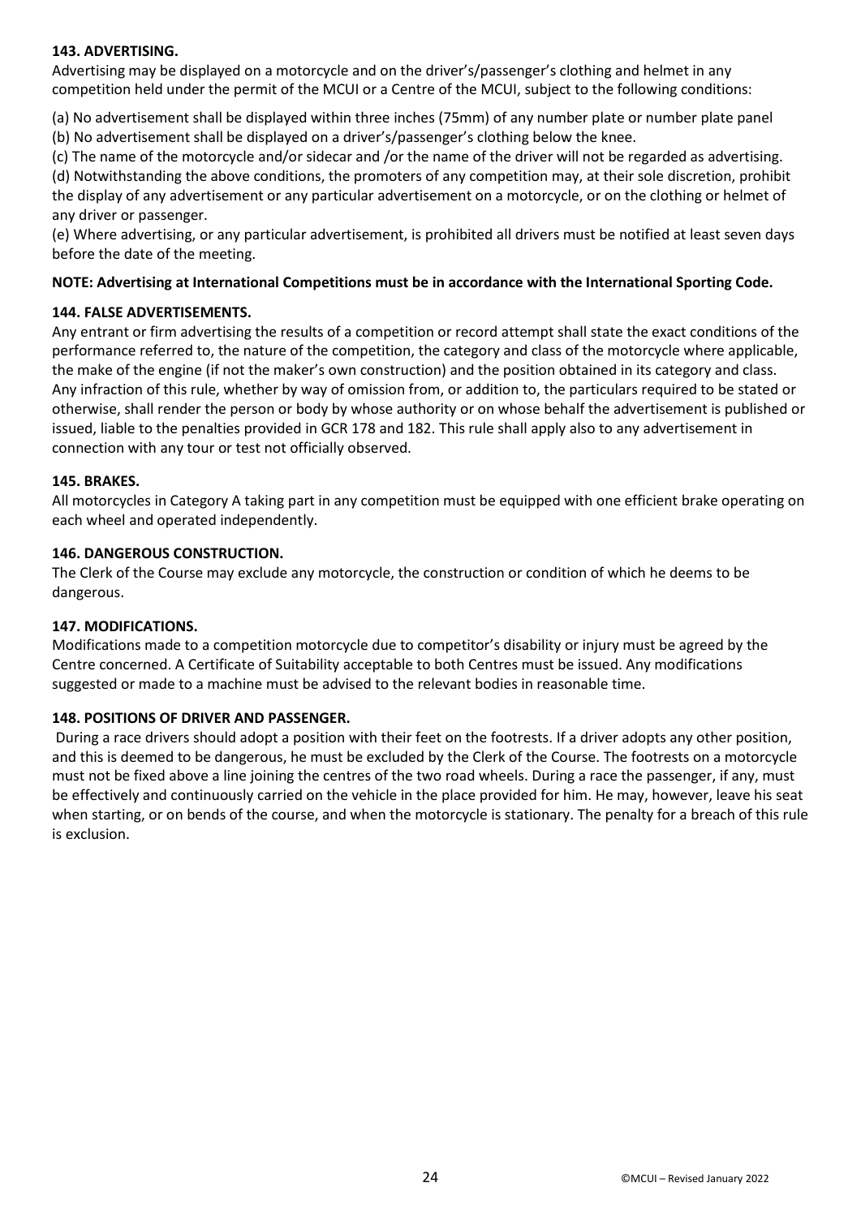**143. ADVERTISING.**

Advertising may be displayed on a motorcycle and on the driver's/passenger's clothing and helmet in any competition held under the permit of the MCUI or a Centre of the MCUI, subject to the following conditions:

(a) No advertisement shall be displayed within three inches (75mm) of any number plate or number plate panel
(b) No advertisement shall be displayed on a driver's/passenger's clothing below the knee.
(c) The name of the motorcycle and/or sidecar and /or the name of the driver will not be regarded as advertising.
(d) Notwithstanding the above conditions, the promoters of any competition may, at their sole discretion, prohibit the display of any advertisement or any particular advertisement on a motorcycle, or on the clothing or helmet of any driver or passenger.
(e) Where advertising, or any particular advertisement, is prohibited all drivers must be notified at least seven days before the date of the meeting.

**NOTE: Advertising at International Competitions must be in accordance with the International Sporting Code.**

**144. FALSE ADVERTISEMENTS.**

Any entrant or firm advertising the results of a competition or record attempt shall state the exact conditions of the performance referred to, the nature of the competition, the category and class of the motorcycle where applicable, the make of the engine (if not the maker's own construction) and the position obtained in its category and class. Any infraction of this rule, whether by way of omission from, or addition to, the particulars required to be stated or otherwise, shall render the person or body by whose authority or on whose behalf the advertisement is published or issued, liable to the penalties provided in GCR 178 and 182. This rule shall apply also to any advertisement in connection with any tour or test not officially observed.

**145. BRAKES.**

All motorcycles in Category A taking part in any competition must be equipped with one efficient brake operating on each wheel and operated independently.

**146. DANGEROUS CONSTRUCTION.**

The Clerk of the Course may exclude any motorcycle, the construction or condition of which he deems to be dangerous.

**147. MODIFICATIONS.**

Modifications made to a competition motorcycle due to competitor's disability or injury must be agreed by the Centre concerned. A Certificate of Suitability acceptable to both Centres must be issued. Any modifications suggested or made to a machine must be advised to the relevant bodies in reasonable time.

**148. POSITIONS OF DRIVER AND PASSENGER.**

During a race drivers should adopt a position with their feet on the footrests. If a driver adopts any other position, and this is deemed to be dangerous, he must be excluded by the Clerk of the Course. The footrests on a motorcycle must not be fixed above a line joining the centres of the two road wheels. During a race the passenger, if any, must be effectively and continuously carried on the vehicle in the place provided for him. He may, however, leave his seat when starting, or on bends of the course, and when the motorcycle is stationary. The penalty for a breach of this rule is exclusion.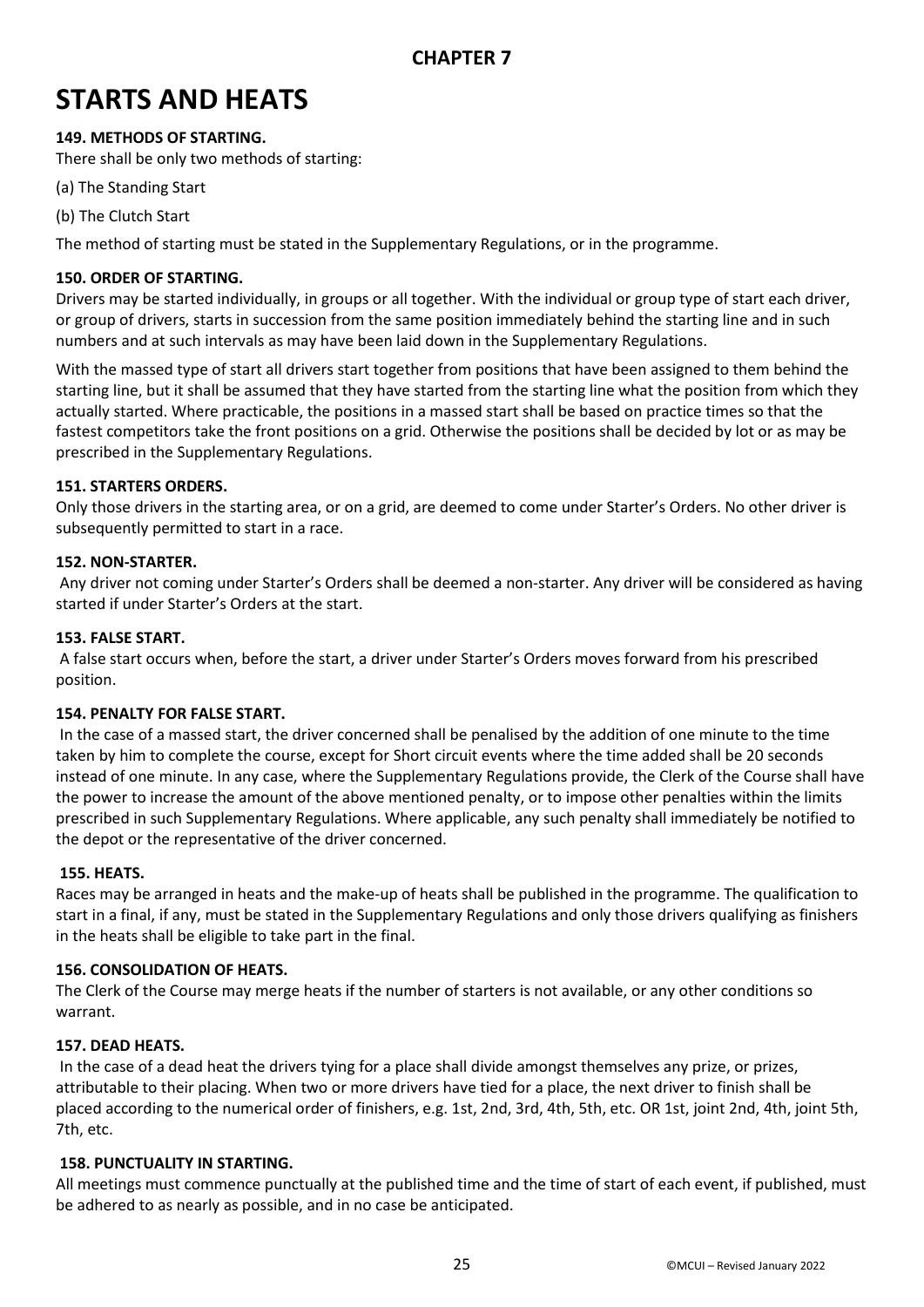## CHAPTER 7

# STARTS AND HEATS

### 149. METHODS OF STARTING.

There shall be only two methods of starting:

(a) The Standing Start

(b) The Clutch Start

The method of starting must be stated in the Supplementary Regulations, or in the programme.

### 150. ORDER OF STARTING.

Drivers may be started individually, in groups or all together. With the individual or group type of start each driver, or group of drivers, starts in succession from the same position immediately behind the starting line and in such numbers and at such intervals as may have been laid down in the Supplementary Regulations.

With the massed type of start all drivers start together from positions that have been assigned to them behind the starting line, but it shall be assumed that they have started from the starting line what the position from which they actually started. Where practicable, the positions in a massed start shall be based on practice times so that the fastest competitors take the front positions on a grid. Otherwise the positions shall be decided by lot or as may be prescribed in the Supplementary Regulations.

### 151. STARTERS ORDERS.

Only those drivers in the starting area, or on a grid, are deemed to come under Starter's Orders. No other driver is subsequently permitted to start in a race.

### 152. NON-STARTER.

Any driver not coming under Starter's Orders shall be deemed a non-starter. Any driver will be considered as having started if under Starter's Orders at the start.

### 153. FALSE START.

A false start occurs when, before the start, a driver under Starter's Orders moves forward from his prescribed position.

### 154. PENALTY FOR FALSE START.

In the case of a massed start, the driver concerned shall be penalised by the addition of one minute to the time taken by him to complete the course, except for Short circuit events where the time added shall be 20 seconds instead of one minute. In any case, where the Supplementary Regulations provide, the Clerk of the Course shall have the power to increase the amount of the above mentioned penalty, or to impose other penalties within the limits prescribed in such Supplementary Regulations. Where applicable, any such penalty shall immediately be notified to the depot or the representative of the driver concerned.

### 155. HEATS.

Races may be arranged in heats and the make-up of heats shall be published in the programme. The qualification to start in a final, if any, must be stated in the Supplementary Regulations and only those drivers qualifying as finishers in the heats shall be eligible to take part in the final.

### 156. CONSOLIDATION OF HEATS.

The Clerk of the Course may merge heats if the number of starters is not available, or any other conditions so warrant.

### 157. DEAD HEATS.

In the case of a dead heat the drivers tying for a place shall divide amongst themselves any prize, or prizes, attributable to their placing. When two or more drivers have tied for a place, the next driver to finish shall be placed according to the numerical order of finishers, e.g. 1st, 2nd, 3rd, 4th, 5th, etc. OR 1st, joint 2nd, 4th, joint 5th, 7th, etc.

### 158. PUNCTUALITY IN STARTING.

All meetings must commence punctually at the published time and the time of start of each event, if published, must be adhered to as nearly as possible, and in no case be anticipated.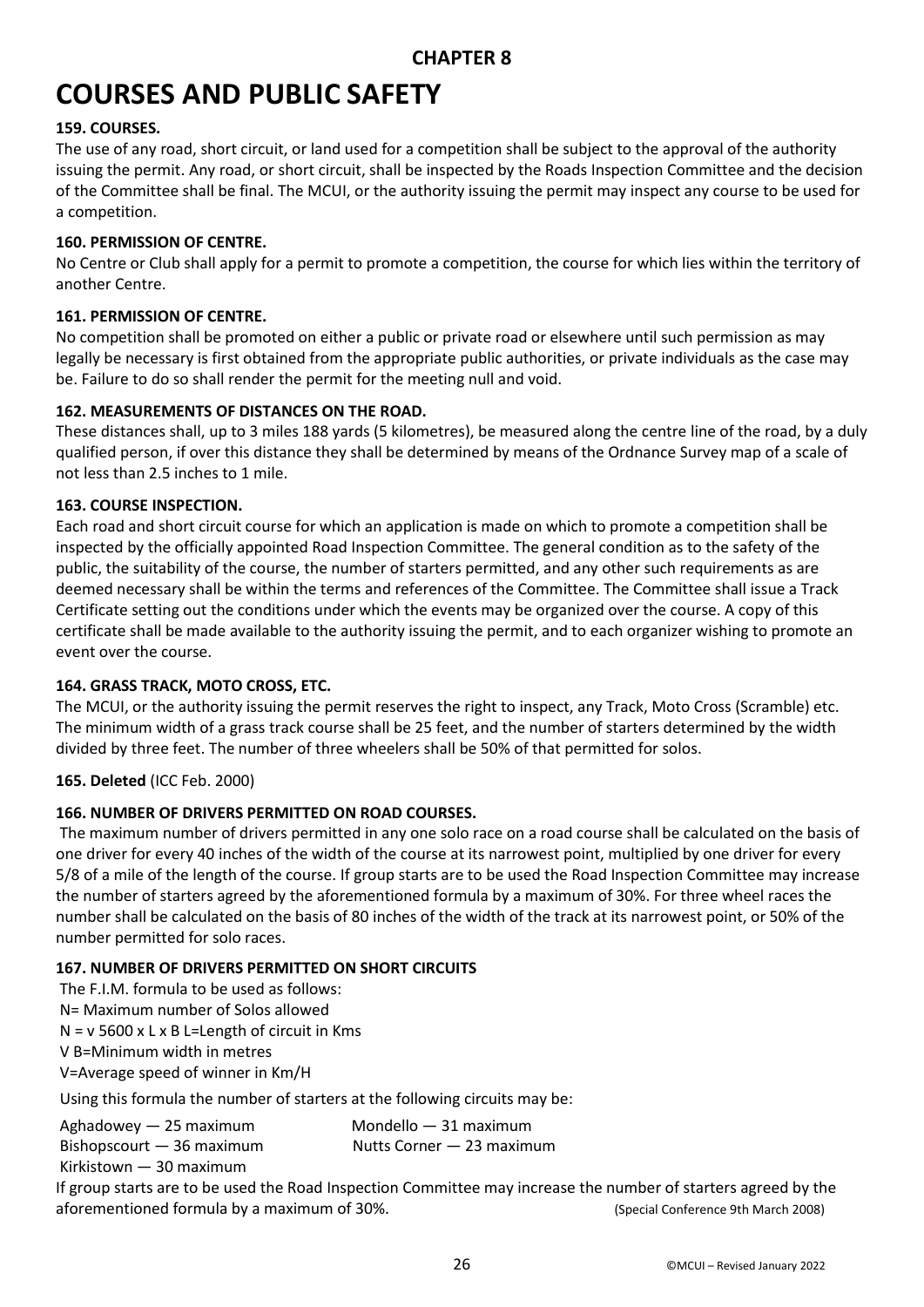## CHAPTER 8

# COURSES AND PUBLIC SAFETY

**159. COURSES.**

The use of any road, short circuit, or land used for a competition shall be subject to the approval of the authority issuing the permit. Any road, or short circuit, shall be inspected by the Roads Inspection Committee and the decision of the Committee shall be final. The MCUI, or the authority issuing the permit may inspect any course to be used for a competition.

**160. PERMISSION OF CENTRE.**

No Centre or Club shall apply for a permit to promote a competition, the course for which lies within the territory of another Centre.

**161. PERMISSION OF CENTRE.**

No competition shall be promoted on either a public or private road or elsewhere until such permission as may legally be necessary is first obtained from the appropriate public authorities, or private individuals as the case may be. Failure to do so shall render the permit for the meeting null and void.

**162. MEASUREMENTS OF DISTANCES ON THE ROAD.**

These distances shall, up to 3 miles 188 yards (5 kilometres), be measured along the centre line of the road, by a duly qualified person, if over this distance they shall be determined by means of the Ordnance Survey map of a scale of not less than 2.5 inches to 1 mile.

**163. COURSE INSPECTION.**

Each road and short circuit course for which an application is made on which to promote a competition shall be inspected by the officially appointed Road Inspection Committee. The general condition as to the safety of the public, the suitability of the course, the number of starters permitted, and any other such requirements as are deemed necessary shall be within the terms and references of the Committee. The Committee shall issue a Track Certificate setting out the conditions under which the events may be organized over the course. A copy of this certificate shall be made available to the authority issuing the permit, and to each organizer wishing to promote an event over the course.

**164. GRASS TRACK, MOTO CROSS, ETC.**

The MCUI, or the authority issuing the permit reserves the right to inspect, any Track, Moto Cross (Scramble) etc. The minimum width of a grass track course shall be 25 feet, and the number of starters determined by the width divided by three feet. The number of three wheelers shall be 50% of that permitted for solos.

**165. Deleted** (ICC Feb. 2000)

**166. NUMBER OF DRIVERS PERMITTED ON ROAD COURSES.**

The maximum number of drivers permitted in any one solo race on a road course shall be calculated on the basis of one driver for every 40 inches of the width of the course at its narrowest point, multiplied by one driver for every 5/8 of a mile of the length of the course. If group starts are to be used the Road Inspection Committee may increase the number of starters agreed by the aforementioned formula by a maximum of 30%. For three wheel races the number shall be calculated on the basis of 80 inches of the width of the track at its narrowest point, or 50% of the number permitted for solo races.

**167. NUMBER OF DRIVERS PERMITTED ON SHORT CIRCUITS**

The F.I.M. formula to be used as follows:

N= Maximum number of Solos allowed

N = v 5600 x L x B L=Length of circuit in Kms

V B=Minimum width in metres

V=Average speed of winner in Km/H

Using this formula the number of starters at the following circuits may be:

Aghadowey — 25 maximum

Bishopscourt — 36 maximum

Kirkistown — 30 maximum

Mondello — 31 maximum

Nutts Corner — 23 maximum

If group starts are to be used the Road Inspection Committee may increase the number of starters agreed by the aforementioned formula by a maximum of 30%. (Special Conference 9th March 2008)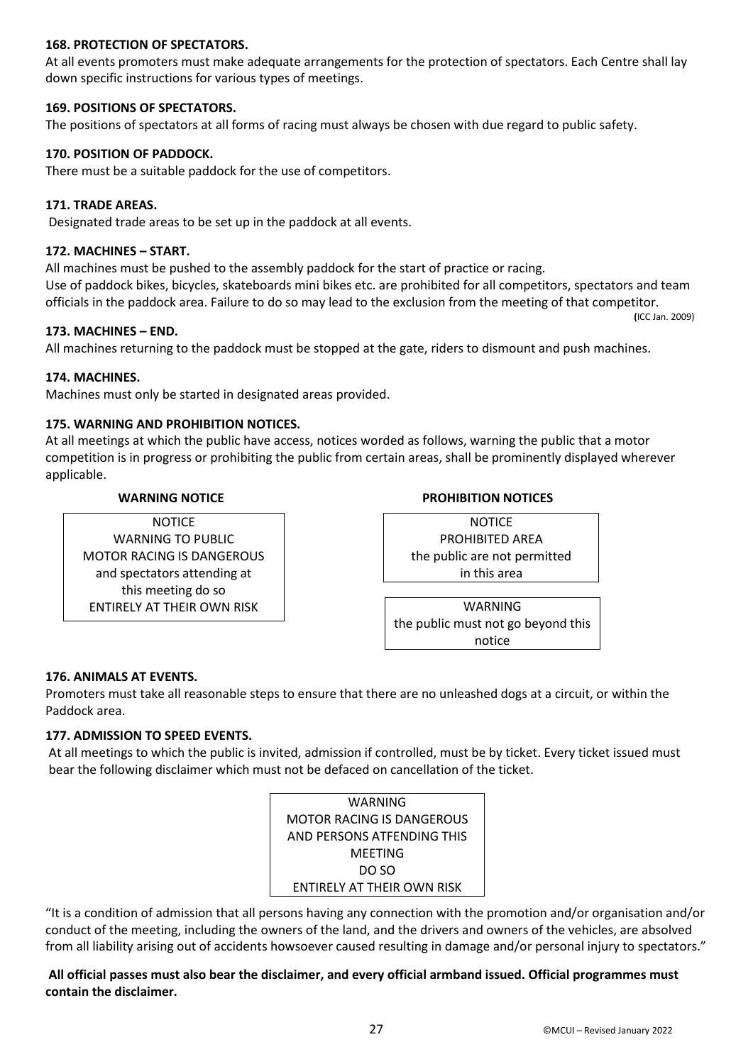**168. PROTECTION OF SPECTATORS.**

At all events promoters must make adequate arrangements for the protection of spectators. Each Centre shall lay down specific instructions for various types of meetings.

**169. POSITIONS OF SPECTATORS.**

The positions of spectators at all forms of racing must always be chosen with due regard to public safety.

**170. POSITION OF PADDOCK.**

There must be a suitable paddock for the use of competitors.

**171. TRADE AREAS.**

Designated trade areas to be set up in the paddock at all events.

**172. MACHINES – START.**

All machines must be pushed to the assembly paddock for the start of practice or racing.

Use of paddock bikes, bicycles, skateboards mini bikes etc. are prohibited for all competitors, spectators and team officials in the paddock area. Failure to do so may lead to the exclusion from the meeting of that competitor.

(ICC Jan. 2009)

**173. MACHINES – END.**

All machines returning to the paddock must be stopped at the gate, riders to dismount and push machines.

**174. MACHINES.**

Machines must only be started in designated areas provided.

**175. WARNING AND PROHIBITION NOTICES.**

At all meetings at which the public have access, notices worded as follows, warning the public that a motor competition is in progress or prohibiting the public from certain areas, shall be prominently displayed wherever applicable.

**WARNING NOTICE**

| NOTICE<br>WARNING TO PUBLIC<br>MOTOR RACING IS DANGEROUS<br>and spectators attending at<br>this meeting do so<br>ENTIRELY AT THEIR OWN RISK |
|---|

**PROHIBITION NOTICES**

| NOTICE<br>PROHIBITED AREA<br>the public are not permitted<br>in this area |
|---|

| WARNING<br>the public must not go beyond this<br>notice |
|---|

**176. ANIMALS AT EVENTS.**

Promoters must take all reasonable steps to ensure that there are no unleashed dogs at a circuit, or within the Paddock area.

**177. ADMISSION TO SPEED EVENTS.**

At all meetings to which the public is invited, admission if controlled, must be by ticket. Every ticket issued must bear the following disclaimer which must not be defaced on cancellation of the ticket.

| WARNING<br>MOTOR RACING IS DANGEROUS<br>AND PERSONS ATFENDING THIS<br>MEETING<br>DO SO<br>ENTIRELY AT THEIR OWN RISK |
|---|

"It is a condition of admission that all persons having any connection with the promotion and/or organisation and/or conduct of the meeting, including the owners of the land, and the drivers and owners of the vehicles, are absolved from all liability arising out of accidents howsoever caused resulting in damage and/or personal injury to spectators."

**All official passes must also bear the disclaimer, and every official armband issued. Official programmes must contain the disclaimer.**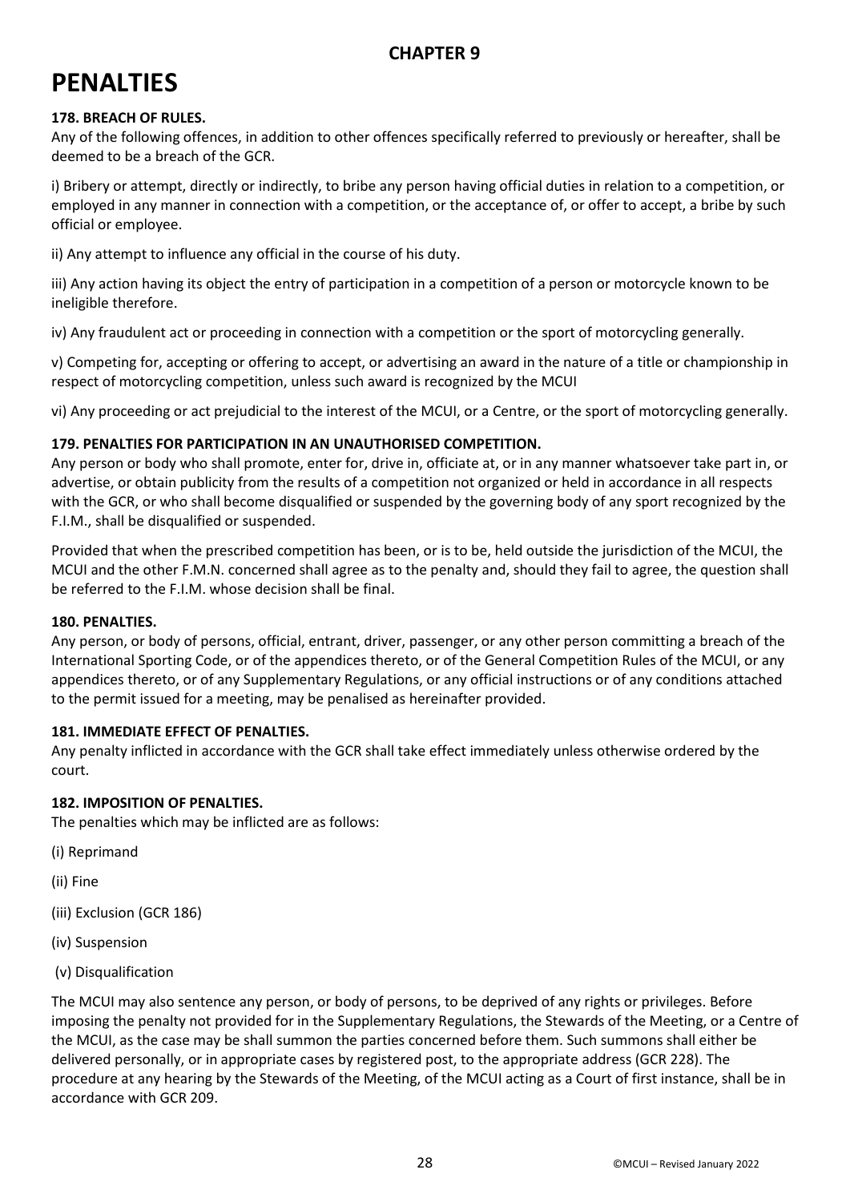## CHAPTER 9

# PENALTIES

**178. BREACH OF RULES.**

Any of the following offences, in addition to other offences specifically referred to previously or hereafter, shall be deemed to be a breach of the GCR.

i) Bribery or attempt, directly or indirectly, to bribe any person having official duties in relation to a competition, or employed in any manner in connection with a competition, or the acceptance of, or offer to accept, a bribe by such official or employee.

ii) Any attempt to influence any official in the course of his duty.

iii) Any action having its object the entry of participation in a competition of a person or motorcycle known to be ineligible therefore.

iv) Any fraudulent act or proceeding in connection with a competition or the sport of motorcycling generally.

v) Competing for, accepting or offering to accept, or advertising an award in the nature of a title or championship in respect of motorcycling competition, unless such award is recognized by the MCUI

vi) Any proceeding or act prejudicial to the interest of the MCUI, or a Centre, or the sport of motorcycling generally.

**179. PENALTIES FOR PARTICIPATION IN AN UNAUTHORISED COMPETITION.**

Any person or body who shall promote, enter for, drive in, officiate at, or in any manner whatsoever take part in, or advertise, or obtain publicity from the results of a competition not organized or held in accordance in all respects with the GCR, or who shall become disqualified or suspended by the governing body of any sport recognized by the F.I.M., shall be disqualified or suspended.

Provided that when the prescribed competition has been, or is to be, held outside the jurisdiction of the MCUI, the MCUI and the other F.M.N. concerned shall agree as to the penalty and, should they fail to agree, the question shall be referred to the F.I.M. whose decision shall be final.

**180. PENALTIES.**

Any person, or body of persons, official, entrant, driver, passenger, or any other person committing a breach of the International Sporting Code, or of the appendices thereto, or of the General Competition Rules of the MCUI, or any appendices thereto, or of any Supplementary Regulations, or any official instructions or of any conditions attached to the permit issued for a meeting, may be penalised as hereinafter provided.

**181. IMMEDIATE EFFECT OF PENALTIES.**

Any penalty inflicted in accordance with the GCR shall take effect immediately unless otherwise ordered by the court.

**182. IMPOSITION OF PENALTIES.**

The penalties which may be inflicted are as follows:

(i) Reprimand

(ii) Fine

(iii) Exclusion (GCR 186)

(iv) Suspension

(v) Disqualification

The MCUI may also sentence any person, or body of persons, to be deprived of any rights or privileges. Before imposing the penalty not provided for in the Supplementary Regulations, the Stewards of the Meeting, or a Centre of the MCUI, as the case may be shall summon the parties concerned before them. Such summons shall either be delivered personally, or in appropriate cases by registered post, to the appropriate address (GCR 228). The procedure at any hearing by the Stewards of the Meeting, of the MCUI acting as a Court of first instance, shall be in accordance with GCR 209.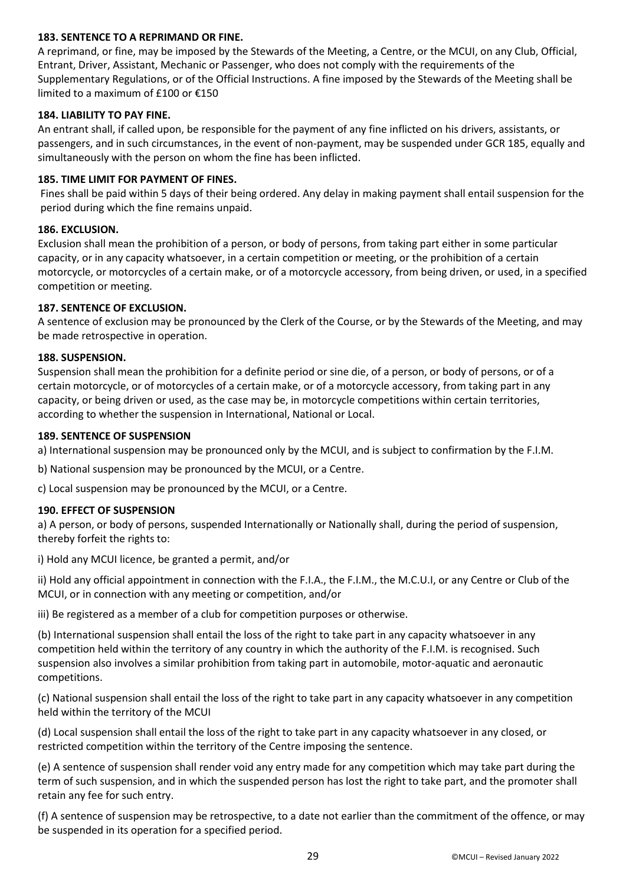**183. SENTENCE TO A REPRIMAND OR FINE.**

A reprimand, or fine, may be imposed by the Stewards of the Meeting, a Centre, or the MCUI, on any Club, Official, Entrant, Driver, Assistant, Mechanic or Passenger, who does not comply with the requirements of the Supplementary Regulations, or of the Official Instructions. A fine imposed by the Stewards of the Meeting shall be limited to a maximum of £100 or €150

**184. LIABILITY TO PAY FINE.**

An entrant shall, if called upon, be responsible for the payment of any fine inflicted on his drivers, assistants, or passengers, and in such circumstances, in the event of non-payment, may be suspended under GCR 185, equally and simultaneously with the person on whom the fine has been inflicted.

**185. TIME LIMIT FOR PAYMENT OF FINES.**

Fines shall be paid within 5 days of their being ordered. Any delay in making payment shall entail suspension for the period during which the fine remains unpaid.

**186. EXCLUSION.**

Exclusion shall mean the prohibition of a person, or body of persons, from taking part either in some particular capacity, or in any capacity whatsoever, in a certain competition or meeting, or the prohibition of a certain motorcycle, or motorcycles of a certain make, or of a motorcycle accessory, from being driven, or used, in a specified competition or meeting.

**187. SENTENCE OF EXCLUSION.**

A sentence of exclusion may be pronounced by the Clerk of the Course, or by the Stewards of the Meeting, and may be made retrospective in operation.

**188. SUSPENSION.**

Suspension shall mean the prohibition for a definite period or sine die, of a person, or body of persons, or of a certain motorcycle, or of motorcycles of a certain make, or of a motorcycle accessory, from taking part in any capacity, or being driven or used, as the case may be, in motorcycle competitions within certain territories, according to whether the suspension in International, National or Local.

**189. SENTENCE OF SUSPENSION**

a) International suspension may be pronounced only by the MCUI, and is subject to confirmation by the F.I.M.

b) National suspension may be pronounced by the MCUI, or a Centre.

c) Local suspension may be pronounced by the MCUI, or a Centre.

**190. EFFECT OF SUSPENSION**

a) A person, or body of persons, suspended Internationally or Nationally shall, during the period of suspension, thereby forfeit the rights to:

i) Hold any MCUI licence, be granted a permit, and/or

ii) Hold any official appointment in connection with the F.I.A., the F.I.M., the M.C.U.I, or any Centre or Club of the MCUI, or in connection with any meeting or competition, and/or

iii) Be registered as a member of a club for competition purposes or otherwise.

(b) International suspension shall entail the loss of the right to take part in any capacity whatsoever in any competition held within the territory of any country in which the authority of the F.I.M. is recognised. Such suspension also involves a similar prohibition from taking part in automobile, motor-aquatic and aeronautic competitions.

(c) National suspension shall entail the loss of the right to take part in any capacity whatsoever in any competition held within the territory of the MCUI

(d) Local suspension shall entail the loss of the right to take part in any capacity whatsoever in any closed, or restricted competition within the territory of the Centre imposing the sentence.

(e) A sentence of suspension shall render void any entry made for any competition which may take part during the term of such suspension, and in which the suspended person has lost the right to take part, and the promoter shall retain any fee for such entry.

(f) A sentence of suspension may be retrospective, to a date not earlier than the commitment of the offence, or may be suspended in its operation for a specified period.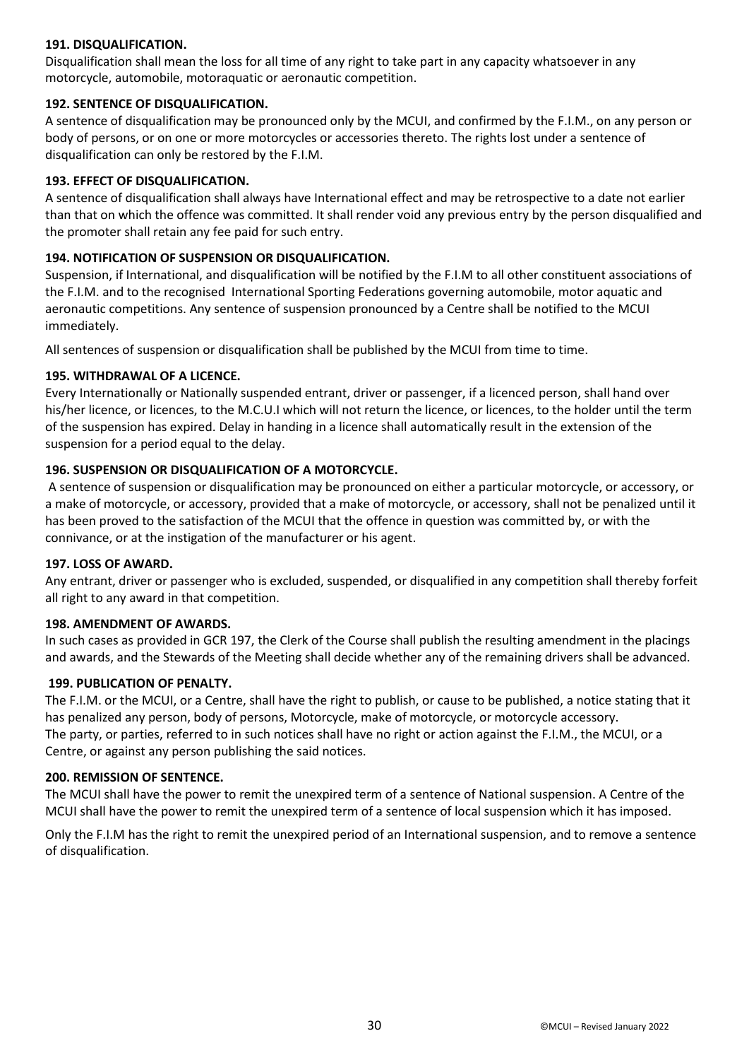**191. DISQUALIFICATION.**

Disqualification shall mean the loss for all time of any right to take part in any capacity whatsoever in any motorcycle, automobile, motoraquatic or aeronautic competition.

**192. SENTENCE OF DISQUALIFICATION.**

A sentence of disqualification may be pronounced only by the MCUI, and confirmed by the F.I.M., on any person or body of persons, or on one or more motorcycles or accessories thereto. The rights lost under a sentence of disqualification can only be restored by the F.I.M.

**193. EFFECT OF DISQUALIFICATION.**

A sentence of disqualification shall always have International effect and may be retrospective to a date not earlier than that on which the offence was committed. It shall render void any previous entry by the person disqualified and the promoter shall retain any fee paid for such entry.

**194. NOTIFICATION OF SUSPENSION OR DISQUALIFICATION.**

Suspension, if International, and disqualification will be notified by the F.I.M to all other constituent associations of the F.I.M. and to the recognised International Sporting Federations governing automobile, motor aquatic and aeronautic competitions. Any sentence of suspension pronounced by a Centre shall be notified to the MCUI immediately.

All sentences of suspension or disqualification shall be published by the MCUI from time to time.

**195. WITHDRAWAL OF A LICENCE.**

Every Internationally or Nationally suspended entrant, driver or passenger, if a licenced person, shall hand over his/her licence, or licences, to the M.C.U.I which will not return the licence, or licences, to the holder until the term of the suspension has expired. Delay in handing in a licence shall automatically result in the extension of the suspension for a period equal to the delay.

**196. SUSPENSION OR DISQUALIFICATION OF A MOTORCYCLE.**

A sentence of suspension or disqualification may be pronounced on either a particular motorcycle, or accessory, or a make of motorcycle, or accessory, provided that a make of motorcycle, or accessory, shall not be penalized until it has been proved to the satisfaction of the MCUI that the offence in question was committed by, or with the connivance, or at the instigation of the manufacturer or his agent.

**197. LOSS OF AWARD.**

Any entrant, driver or passenger who is excluded, suspended, or disqualified in any competition shall thereby forfeit all right to any award in that competition.

**198. AMENDMENT OF AWARDS.**

In such cases as provided in GCR 197, the Clerk of the Course shall publish the resulting amendment in the placings and awards, and the Stewards of the Meeting shall decide whether any of the remaining drivers shall be advanced.

**199. PUBLICATION OF PENALTY.**

The F.I.M. or the MCUI, or a Centre, shall have the right to publish, or cause to be published, a notice stating that it has penalized any person, body of persons, Motorcycle, make of motorcycle, or motorcycle accessory. The party, or parties, referred to in such notices shall have no right or action against the F.I.M., the MCUI, or a Centre, or against any person publishing the said notices.

**200. REMISSION OF SENTENCE.**

The MCUI shall have the power to remit the unexpired term of a sentence of National suspension. A Centre of the MCUI shall have the power to remit the unexpired term of a sentence of local suspension which it has imposed.

Only the F.I.M has the right to remit the unexpired period of an International suspension, and to remove a sentence of disqualification.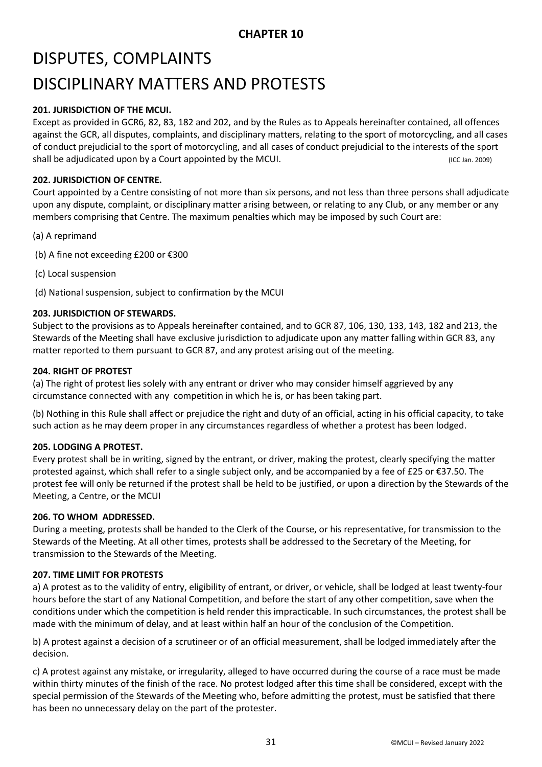## CHAPTER 10

# DISPUTES, COMPLAINTS

# DISCIPLINARY MATTERS AND PROTESTS

### 201. JURISDICTION OF THE MCUI.

Except as provided in GCR6, 82, 83, 182 and 202, and by the Rules as to Appeals hereinafter contained, all offences against the GCR, all disputes, complaints, and disciplinary matters, relating to the sport of motorcycling, and all cases of conduct prejudicial to the sport of motorcycling, and all cases of conduct prejudicial to the interests of the sport shall be adjudicated upon by a Court appointed by the MCUI. (ICC Jan. 2009)

### 202. JURISDICTION OF CENTRE.

Court appointed by a Centre consisting of not more than six persons, and not less than three persons shall adjudicate upon any dispute, complaint, or disciplinary matter arising between, or relating to any Club, or any member or any members comprising that Centre. The maximum penalties which may be imposed by such Court are:

(a) A reprimand

(b) A fine not exceeding £200 or €300

(c) Local suspension

(d) National suspension, subject to confirmation by the MCUI

### 203. JURISDICTION OF STEWARDS.

Subject to the provisions as to Appeals hereinafter contained, and to GCR 87, 106, 130, 133, 143, 182 and 213, the Stewards of the Meeting shall have exclusive jurisdiction to adjudicate upon any matter falling within GCR 83, any matter reported to them pursuant to GCR 87, and any protest arising out of the meeting.

### 204. RIGHT OF PROTEST

(a) The right of protest lies solely with any entrant or driver who may consider himself aggrieved by any circumstance connected with any competition in which he is, or has been taking part.

(b) Nothing in this Rule shall affect or prejudice the right and duty of an official, acting in his official capacity, to take such action as he may deem proper in any circumstances regardless of whether a protest has been lodged.

### 205. LODGING A PROTEST.

Every protest shall be in writing, signed by the entrant, or driver, making the protest, clearly specifying the matter protested against, which shall refer to a single subject only, and be accompanied by a fee of £25 or €37.50. The protest fee will only be returned if the protest shall be held to be justified, or upon a direction by the Stewards of the Meeting, a Centre, or the MCUI

### 206. TO WHOM ADDRESSED.

During a meeting, protests shall be handed to the Clerk of the Course, or his representative, for transmission to the Stewards of the Meeting. At all other times, protests shall be addressed to the Secretary of the Meeting, for transmission to the Stewards of the Meeting.

### 207. TIME LIMIT FOR PROTESTS

a) A protest as to the validity of entry, eligibility of entrant, or driver, or vehicle, shall be lodged at least twenty-four hours before the start of any National Competition, and before the start of any other competition, save when the conditions under which the competition is held render this impracticable. In such circumstances, the protest shall be made with the minimum of delay, and at least within half an hour of the conclusion of the Competition.

b) A protest against a decision of a scrutineer or of an official measurement, shall be lodged immediately after the decision.

c) A protest against any mistake, or irregularity, alleged to have occurred during the course of a race must be made within thirty minutes of the finish of the race. No protest lodged after this time shall be considered, except with the special permission of the Stewards of the Meeting who, before admitting the protest, must be satisfied that there has been no unnecessary delay on the part of the protester.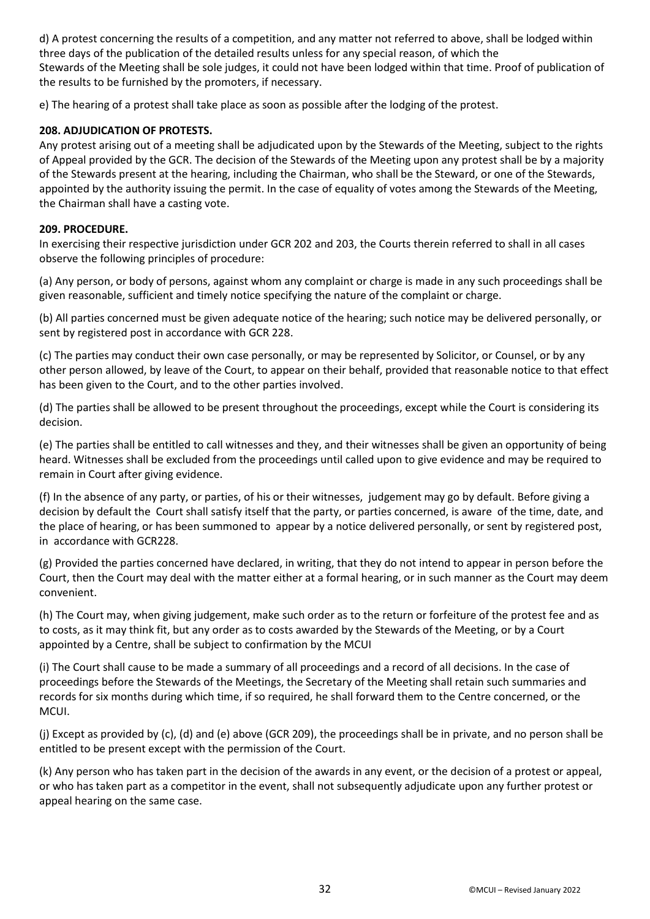d) A protest concerning the results of a competition, and any matter not referred to above, shall be lodged within three days of the publication of the detailed results unless for any special reason, of which the Stewards of the Meeting shall be sole judges, it could not have been lodged within that time. Proof of publication of the results to be furnished by the promoters, if necessary.

e) The hearing of a protest shall take place as soon as possible after the lodging of the protest.

**208. ADJUDICATION OF PROTESTS.**

Any protest arising out of a meeting shall be adjudicated upon by the Stewards of the Meeting, subject to the rights of Appeal provided by the GCR. The decision of the Stewards of the Meeting upon any protest shall be by a majority of the Stewards present at the hearing, including the Chairman, who shall be the Steward, or one of the Stewards, appointed by the authority issuing the permit. In the case of equality of votes among the Stewards of the Meeting, the Chairman shall have a casting vote.

**209. PROCEDURE.**

In exercising their respective jurisdiction under GCR 202 and 203, the Courts therein referred to shall in all cases observe the following principles of procedure:

(a) Any person, or body of persons, against whom any complaint or charge is made in any such proceedings shall be given reasonable, sufficient and timely notice specifying the nature of the complaint or charge.

(b) All parties concerned must be given adequate notice of the hearing; such notice may be delivered personally, or sent by registered post in accordance with GCR 228.

(c) The parties may conduct their own case personally, or may be represented by Solicitor, or Counsel, or by any other person allowed, by leave of the Court, to appear on their behalf, provided that reasonable notice to that effect has been given to the Court, and to the other parties involved.

(d) The parties shall be allowed to be present throughout the proceedings, except while the Court is considering its decision.

(e) The parties shall be entitled to call witnesses and they, and their witnesses shall be given an opportunity of being heard. Witnesses shall be excluded from the proceedings until called upon to give evidence and may be required to remain in Court after giving evidence.

(f) In the absence of any party, or parties, of his or their witnesses, judgement may go by default. Before giving a decision by default the Court shall satisfy itself that the party, or parties concerned, is aware of the time, date, and the place of hearing, or has been summoned to appear by a notice delivered personally, or sent by registered post, in accordance with GCR228.

(g) Provided the parties concerned have declared, in writing, that they do not intend to appear in person before the Court, then the Court may deal with the matter either at a formal hearing, or in such manner as the Court may deem convenient.

(h) The Court may, when giving judgement, make such order as to the return or forfeiture of the protest fee and as to costs, as it may think fit, but any order as to costs awarded by the Stewards of the Meeting, or by a Court appointed by a Centre, shall be subject to confirmation by the MCUI

(i) The Court shall cause to be made a summary of all proceedings and a record of all decisions. In the case of proceedings before the Stewards of the Meetings, the Secretary of the Meeting shall retain such summaries and records for six months during which time, if so required, he shall forward them to the Centre concerned, or the MCUI.

(j) Except as provided by (c), (d) and (e) above (GCR 209), the proceedings shall be in private, and no person shall be entitled to be present except with the permission of the Court.

(k) Any person who has taken part in the decision of the awards in any event, or the decision of a protest or appeal, or who has taken part as a competitor in the event, shall not subsequently adjudicate upon any further protest or appeal hearing on the same case.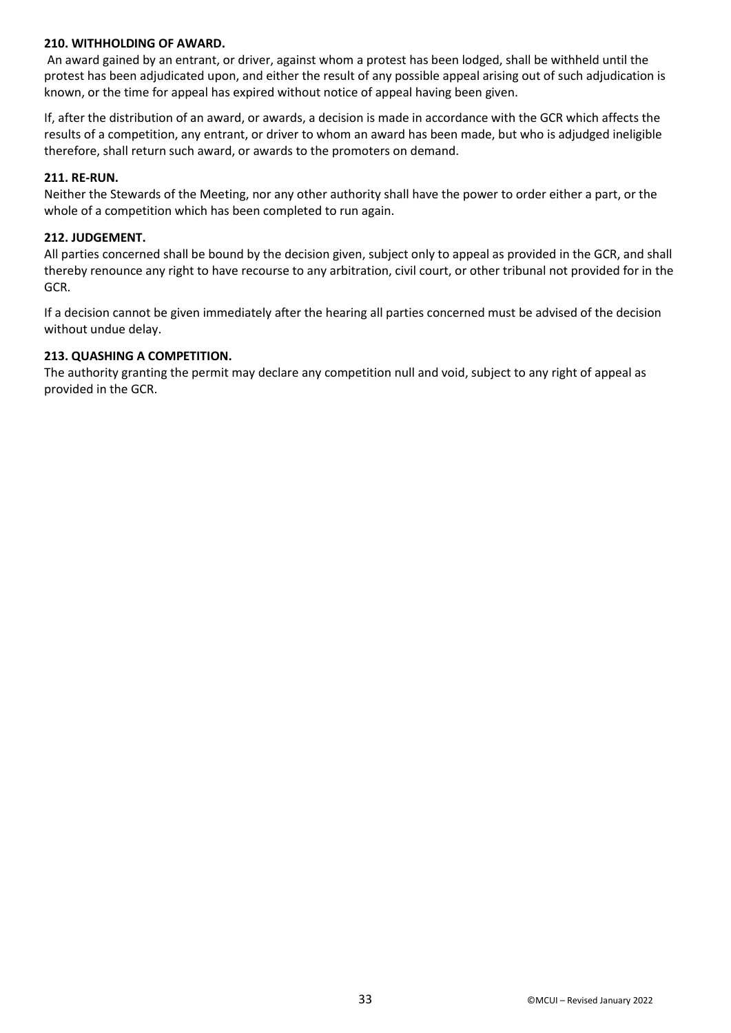**210. WITHHOLDING OF AWARD.**

An award gained by an entrant, or driver, against whom a protest has been lodged, shall be withheld until the protest has been adjudicated upon, and either the result of any possible appeal arising out of such adjudication is known, or the time for appeal has expired without notice of appeal having been given.

If, after the distribution of an award, or awards, a decision is made in accordance with the GCR which affects the results of a competition, any entrant, or driver to whom an award has been made, but who is adjudged ineligible therefore, shall return such award, or awards to the promoters on demand.

**211. RE-RUN.**

Neither the Stewards of the Meeting, nor any other authority shall have the power to order either a part, or the whole of a competition which has been completed to run again.

**212. JUDGEMENT.**

All parties concerned shall be bound by the decision given, subject only to appeal as provided in the GCR, and shall thereby renounce any right to have recourse to any arbitration, civil court, or other tribunal not provided for in the GCR.

If a decision cannot be given immediately after the hearing all parties concerned must be advised of the decision without undue delay.

**213. QUASHING A COMPETITION.**

The authority granting the permit may declare any competition null and void, subject to any right of appeal as provided in the GCR.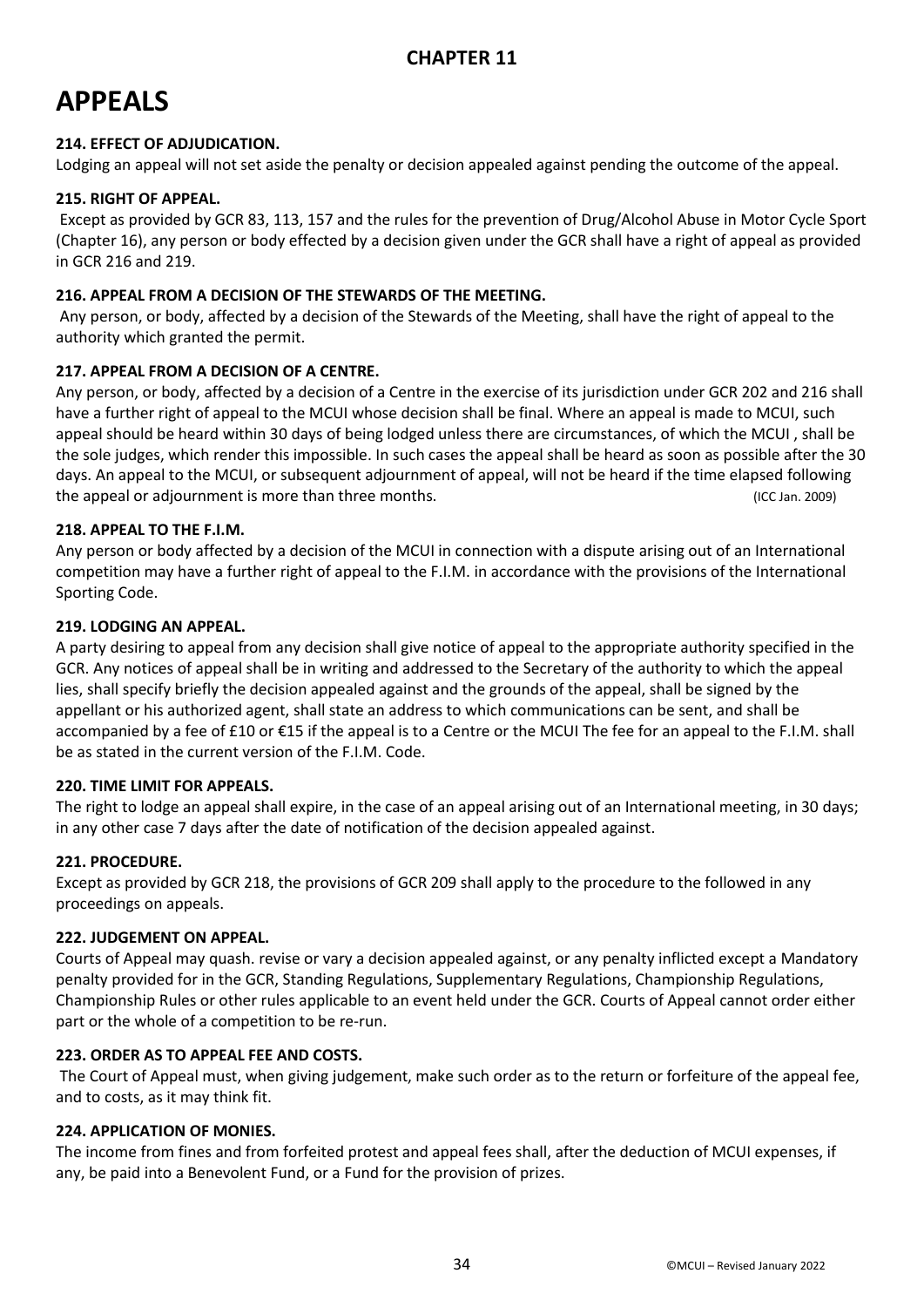## CHAPTER 11

# APPEALS

### 214. EFFECT OF ADJUDICATION.

Lodging an appeal will not set aside the penalty or decision appealed against pending the outcome of the appeal.

### 215. RIGHT OF APPEAL.

Except as provided by GCR 83, 113, 157 and the rules for the prevention of Drug/Alcohol Abuse in Motor Cycle Sport (Chapter 16), any person or body effected by a decision given under the GCR shall have a right of appeal as provided in GCR 216 and 219.

### 216. APPEAL FROM A DECISION OF THE STEWARDS OF THE MEETING.

Any person, or body, affected by a decision of the Stewards of the Meeting, shall have the right of appeal to the authority which granted the permit.

### 217. APPEAL FROM A DECISION OF A CENTRE.

Any person, or body, affected by a decision of a Centre in the exercise of its jurisdiction under GCR 202 and 216 shall have a further right of appeal to the MCUI whose decision shall be final. Where an appeal is made to MCUI, such appeal should be heard within 30 days of being lodged unless there are circumstances, of which the MCUI , shall be the sole judges, which render this impossible. In such cases the appeal shall be heard as soon as possible after the 30 days. An appeal to the MCUI, or subsequent adjournment of appeal, will not be heard if the time elapsed following the appeal or adjournment is more than three months. (ICC Jan. 2009)

### 218. APPEAL TO THE F.I.M.

Any person or body affected by a decision of the MCUI in connection with a dispute arising out of an International competition may have a further right of appeal to the F.I.M. in accordance with the provisions of the International Sporting Code.

### 219. LODGING AN APPEAL.

A party desiring to appeal from any decision shall give notice of appeal to the appropriate authority specified in the GCR. Any notices of appeal shall be in writing and addressed to the Secretary of the authority to which the appeal lies, shall specify briefly the decision appealed against and the grounds of the appeal, shall be signed by the appellant or his authorized agent, shall state an address to which communications can be sent, and shall be accompanied by a fee of £10 or €15 if the appeal is to a Centre or the MCUI The fee for an appeal to the F.I.M. shall be as stated in the current version of the F.I.M. Code.

### 220. TIME LIMIT FOR APPEALS.

The right to lodge an appeal shall expire, in the case of an appeal arising out of an International meeting, in 30 days; in any other case 7 days after the date of notification of the decision appealed against.

### 221. PROCEDURE.

Except as provided by GCR 218, the provisions of GCR 209 shall apply to the procedure to the followed in any proceedings on appeals.

### 222. JUDGEMENT ON APPEAL.

Courts of Appeal may quash. revise or vary a decision appealed against, or any penalty inflicted except a Mandatory penalty provided for in the GCR, Standing Regulations, Supplementary Regulations, Championship Regulations, Championship Rules or other rules applicable to an event held under the GCR. Courts of Appeal cannot order either part or the whole of a competition to be re-run.

### 223. ORDER AS TO APPEAL FEE AND COSTS.

The Court of Appeal must, when giving judgement, make such order as to the return or forfeiture of the appeal fee, and to costs, as it may think fit.

### 224. APPLICATION OF MONIES.

The income from fines and from forfeited protest and appeal fees shall, after the deduction of MCUI expenses, if any, be paid into a Benevolent Fund, or a Fund for the provision of prizes.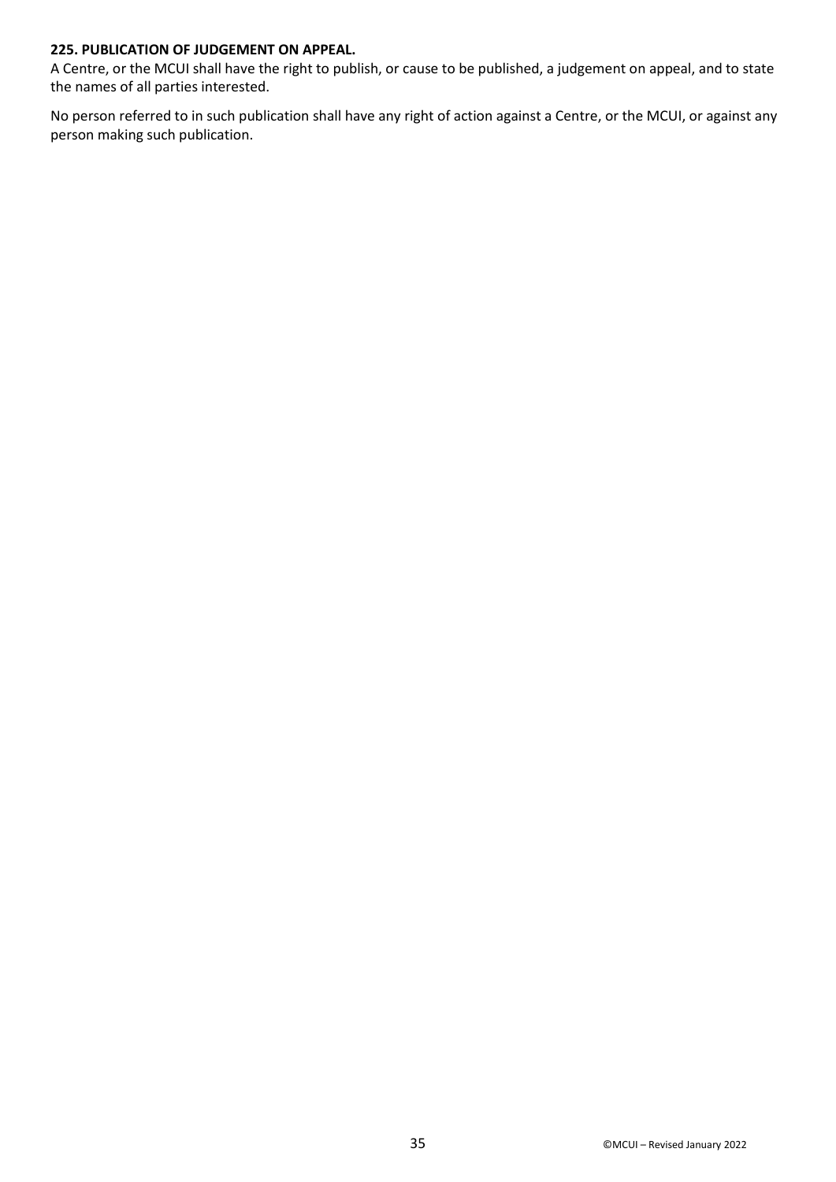**225. PUBLICATION OF JUDGEMENT ON APPEAL.**

A Centre, or the MCUI shall have the right to publish, or cause to be published, a judgement on appeal, and to state the names of all parties interested.

No person referred to in such publication shall have any right of action against a Centre, or the MCUI, or against any person making such publication.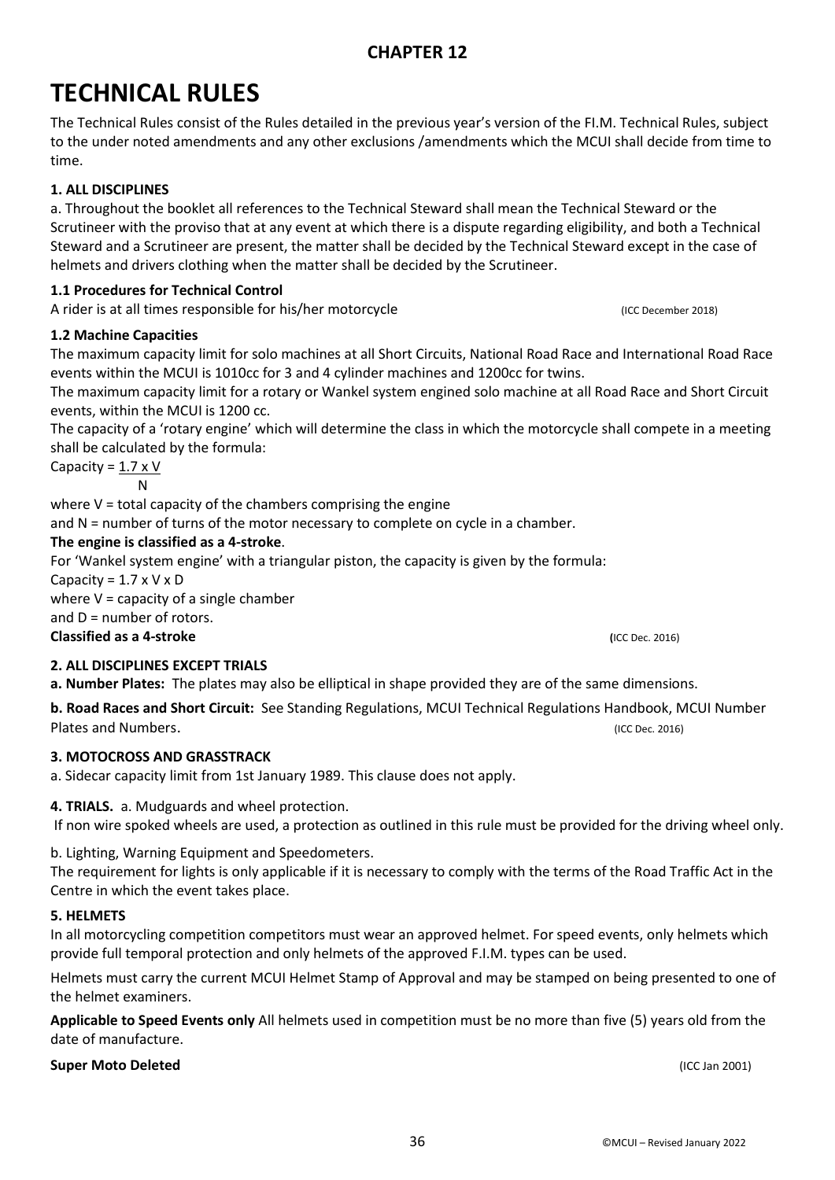## CHAPTER 12

# TECHNICAL RULES

The Technical Rules consist of the Rules detailed in the previous year's version of the FI.M. Technical Rules, subject to the under noted amendments and any other exclusions /amendments which the MCUI shall decide from time to time.

### 1. ALL DISCIPLINES

a. Throughout the booklet all references to the Technical Steward shall mean the Technical Steward or the Scrutineer with the proviso that at any event at which there is a dispute regarding eligibility, and both a Technical Steward and a Scrutineer are present, the matter shall be decided by the Technical Steward except in the case of helmets and drivers clothing when the matter shall be decided by the Scrutineer.

**1.1 Procedures for Technical Control**

A rider is at all times responsible for his/her motorcycle (ICC December 2018)

**1.2 Machine Capacities**

The maximum capacity limit for solo machines at all Short Circuits, National Road Race and International Road Race events within the MCUI is 1010cc for 3 and 4 cylinder machines and 1200cc for twins.

The maximum capacity limit for a rotary or Wankel system engined solo machine at all Road Race and Short Circuit events, within the MCUI is 1200 cc.

The capacity of a 'rotary engine' which will determine the class in which the motorcycle shall compete in a meeting shall be calculated by the formula:

$$\text{Capacity} = \frac{1.7 \times V}{N}$$

where V = total capacity of the chambers comprising the engine

and N = number of turns of the motor necessary to complete on cycle in a chamber.

**The engine is classified as a 4-stroke**.

For 'Wankel system engine' with a triangular piston, the capacity is given by the formula:

$$\text{Capacity} = 1.7 \times V \times D$$

where V = capacity of a single chamber

and D = number of rotors.

**Classified as a 4-stroke** (ICC Dec. 2016)

### 2. ALL DISCIPLINES EXCEPT TRIALS

**a. Number Plates:** The plates may also be elliptical in shape provided they are of the same dimensions.

**b. Road Races and Short Circuit:** See Standing Regulations, MCUI Technical Regulations Handbook, MCUI Number Plates and Numbers. (ICC Dec. 2016)

### 3. MOTOCROSS AND GRASSTRACK

a. Sidecar capacity limit from 1st January 1989. This clause does not apply.

**4. TRIALS.** a. Mudguards and wheel protection.

If non wire spoked wheels are used, a protection as outlined in this rule must be provided for the driving wheel only.

b. Lighting, Warning Equipment and Speedometers.

The requirement for lights is only applicable if it is necessary to comply with the terms of the Road Traffic Act in the Centre in which the event takes place.

### 5. HELMETS

In all motorcycling competition competitors must wear an approved helmet. For speed events, only helmets which provide full temporal protection and only helmets of the approved F.I.M. types can be used.

Helmets must carry the current MCUI Helmet Stamp of Approval and may be stamped on being presented to one of the helmet examiners.

**Applicable to Speed Events only** All helmets used in competition must be no more than five (5) years old from the date of manufacture.

**Super Moto Deleted** (ICC Jan 2001)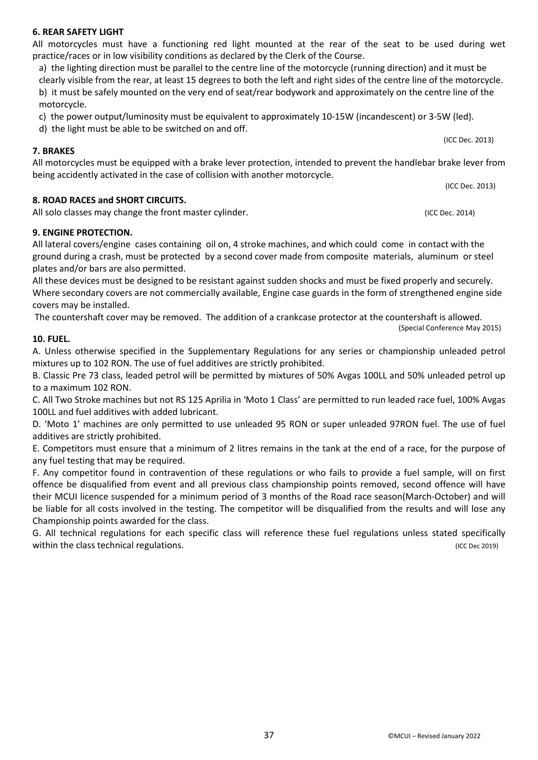### 6. REAR SAFETY LIGHT

All motorcycles must have a functioning red light mounted at the rear of the seat to be used during wet practice/races or in low visibility conditions as declared by the Clerk of the Course.

a) the lighting direction must be parallel to the centre line of the motorcycle (running direction) and it must be clearly visible from the rear, at least 15 degrees to both the left and right sides of the centre line of the motorcycle.
b) it must be safely mounted on the very end of seat/rear bodywork and approximately on the centre line of the motorcycle.
c) the power output/luminosity must be equivalent to approximately 10-15W (incandescent) or 3-5W (led).
d) the light must be able to be switched on and off.

(ICC Dec. 2013)

### 7. BRAKES

All motorcycles must be equipped with a brake lever protection, intended to prevent the handlebar brake lever from being accidently activated in the case of collision with another motorcycle.

(ICC Dec. 2013)

### 8. ROAD RACES and SHORT CIRCUITS.

All solo classes may change the front master cylinder. (ICC Dec. 2014)

### 9. ENGINE PROTECTION.

All lateral covers/engine cases containing oil on, 4 stroke machines, and which could come in contact with the ground during a crash, must be protected by a second cover made from composite materials, aluminum or steel plates and/or bars are also permitted.

All these devices must be designed to be resistant against sudden shocks and must be fixed properly and securely. Where secondary covers are not commercially available, Engine case guards in the form of strengthened engine side covers may be installed.

The countershaft cover may be removed. The addition of a crankcase protector at the countershaft is allowed.

(Special Conference May 2015)

### 10. FUEL.

A. Unless otherwise specified in the Supplementary Regulations for any series or championship unleaded petrol mixtures up to 102 RON. The use of fuel additives are strictly prohibited.

B. Classic Pre 73 class, leaded petrol will be permitted by mixtures of 50% Avgas 100LL and 50% unleaded petrol up to a maximum 102 RON.

C. All Two Stroke machines but not RS 125 Aprilia in 'Moto 1 Class' are permitted to run leaded race fuel, 100% Avgas 100LL and fuel additives with added lubricant.

D. 'Moto 1' machines are only permitted to use unleaded 95 RON or super unleaded 97RON fuel. The use of fuel additives are strictly prohibited.

E. Competitors must ensure that a minimum of 2 litres remains in the tank at the end of a race, for the purpose of any fuel testing that may be required.

F. Any competitor found in contravention of these regulations or who fails to provide a fuel sample, will on first offence be disqualified from event and all previous class championship points removed, second offence will have their MCUI licence suspended for a minimum period of 3 months of the Road race season(March-October) and will be liable for all costs involved in the testing. The competitor will be disqualified from the results and will lose any Championship points awarded for the class.

G. All technical regulations for each specific class will reference these fuel regulations unless stated specifically within the class technical regulations. (ICC Dec 2019)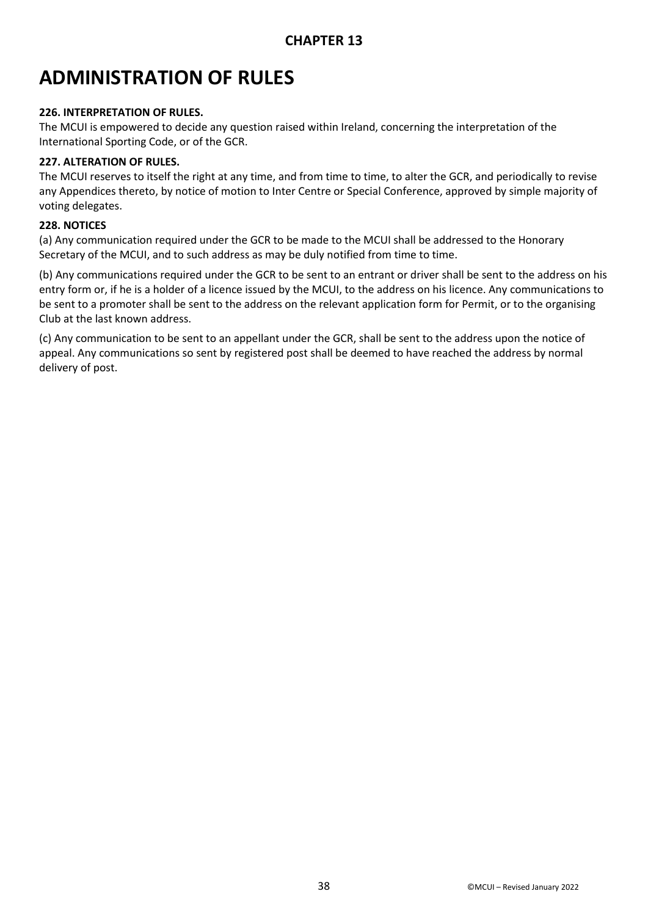## CHAPTER 13

# ADMINISTRATION OF RULES

**226. INTERPRETATION OF RULES.**

The MCUI is empowered to decide any question raised within Ireland, concerning the interpretation of the International Sporting Code, or of the GCR.

**227. ALTERATION OF RULES.**

The MCUI reserves to itself the right at any time, and from time to time, to alter the GCR, and periodically to revise any Appendices thereto, by notice of motion to Inter Centre or Special Conference, approved by simple majority of voting delegates.

**228. NOTICES**

(a) Any communication required under the GCR to be made to the MCUI shall be addressed to the Honorary Secretary of the MCUI, and to such address as may be duly notified from time to time.

(b) Any communications required under the GCR to be sent to an entrant or driver shall be sent to the address on his entry form or, if he is a holder of a licence issued by the MCUI, to the address on his licence. Any communications to be sent to a promoter shall be sent to the address on the relevant application form for Permit, or to the organising Club at the last known address.

(c) Any communication to be sent to an appellant under the GCR, shall be sent to the address upon the notice of appeal. Any communications so sent by registered post shall be deemed to have reached the address by normal delivery of post.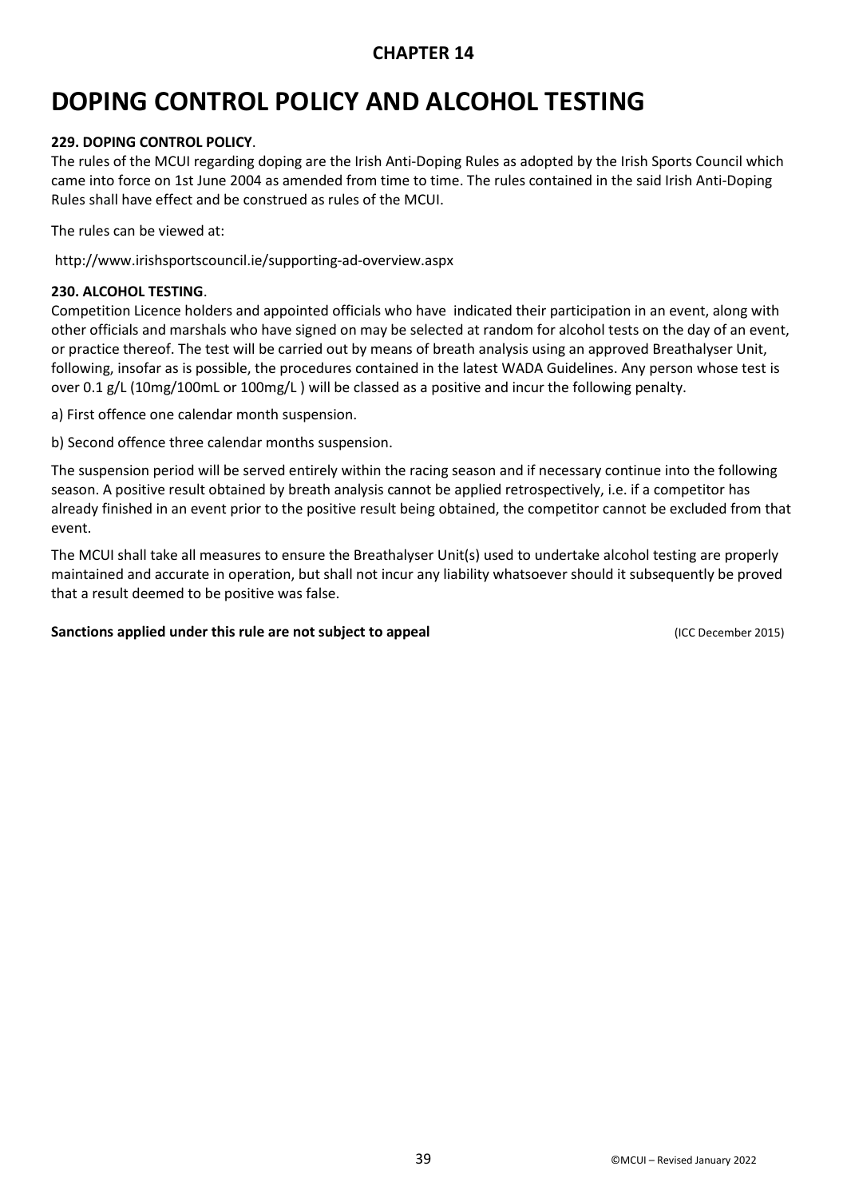## CHAPTER 14

# DOPING CONTROL POLICY AND ALCOHOL TESTING

**229. DOPING CONTROL POLICY**.
The rules of the MCUI regarding doping are the Irish Anti-Doping Rules as adopted by the Irish Sports Council which came into force on 1st June 2004 as amended from time to time. The rules contained in the said Irish Anti-Doping Rules shall have effect and be construed as rules of the MCUI.

The rules can be viewed at:

http://www.irishsportscouncil.ie/supporting-ad-overview.aspx

**230. ALCOHOL TESTING**.
Competition Licence holders and appointed officials who have indicated their participation in an event, along with other officials and marshals who have signed on may be selected at random for alcohol tests on the day of an event, or practice thereof. The test will be carried out by means of breath analysis using an approved Breathalyser Unit, following, insofar as is possible, the procedures contained in the latest WADA Guidelines. Any person whose test is over 0.1 g/L (10mg/100mL or 100mg/L ) will be classed as a positive and incur the following penalty.

a) First offence one calendar month suspension.

b) Second offence three calendar months suspension.

The suspension period will be served entirely within the racing season and if necessary continue into the following season. A positive result obtained by breath analysis cannot be applied retrospectively, i.e. if a competitor has already finished in an event prior to the positive result being obtained, the competitor cannot be excluded from that event.

The MCUI shall take all measures to ensure the Breathalyser Unit(s) used to undertake alcohol testing are properly maintained and accurate in operation, but shall not incur any liability whatsoever should it subsequently be proved that a result deemed to be positive was false.

**Sanctions applied under this rule are not subject to appeal** (ICC December 2015)